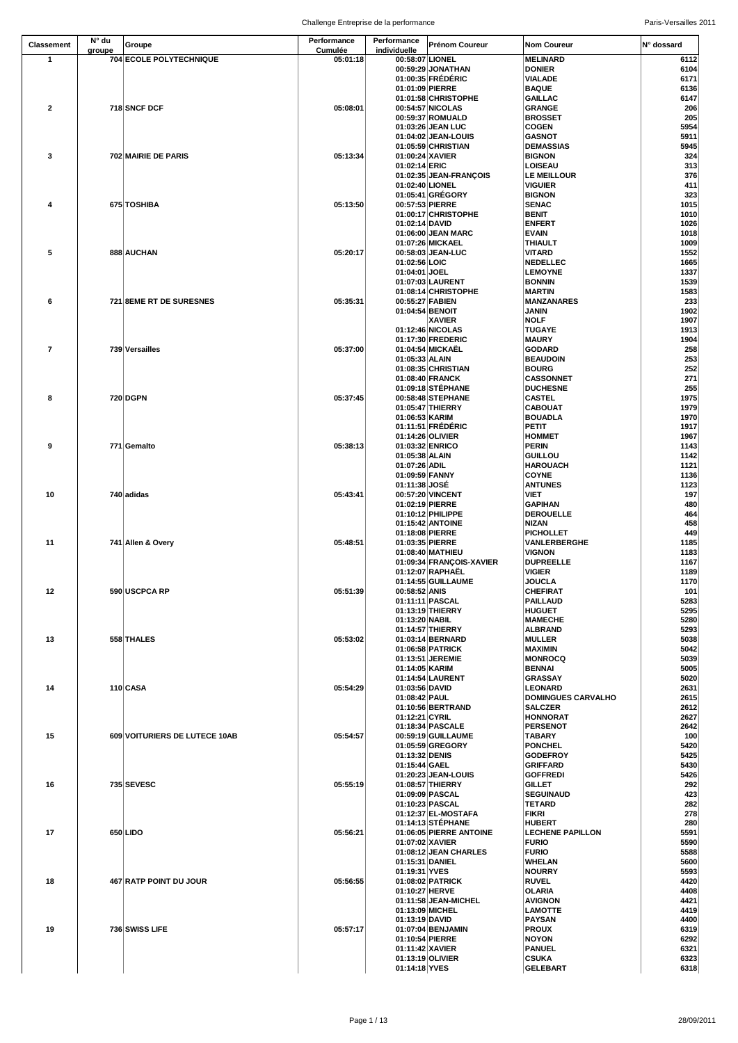| Classement | N° du groupe | Groupe | Performance Cumulée | Performance individuelle | Prénom Coureur | Nom Coureur | N° dossard |
|---|---|---|---|---|---|---|---|
| 1 | 704 | ECOLE POLYTECHNIQUE | 05:01:18 | 00:58:07 | LIONEL | MELINARD | 6112 |
| | | | | 00:59:29 | JONATHAN | DONIER | 6104 |
| | | | | 01:00:35 | FRÉDÉRIC | VIALADE | 6171 |
| | | | | 01:01:09 | PIERRE | BAQUE | 6136 |
| | | | | 01:01:58 | CHRISTOPHE | GAILLAC | 6147 |
| 2 | 718 | SNCF DCF | 05:08:01 | 00:54:57 | NICOLAS | GRANGE | 206 |
| | | | | 00:59:37 | ROMUALD | BROSSET | 205 |
| | | | | 01:03:26 | JEAN LUC | COGEN | 5954 |
| | | | | 01:04:02 | JEAN-LOUIS | GASNOT | 5911 |
| | | | | 01:05:59 | CHRISTIAN | DEMASSIAS | 5945 |
| 3 | 702 | MAIRIE DE PARIS | 05:13:34 | 01:00:24 | XAVIER | BIGNON | 324 |
| | | | | 01:02:14 | ERIC | LOISEAU | 313 |
| | | | | 01:02:35 | JEAN-FRANÇOIS | LE MEILLOUR | 376 |
| | | | | 01:02:40 | LIONEL | VIGUIER | 411 |
| | | | | 01:05:41 | GRÉGORY | BIGNON | 323 |
| 4 | 675 | TOSHIBA | 05:13:50 | 00:57:53 | PIERRE | SENAC | 1015 |
| | | | | 01:00:17 | CHRISTOPHE | BENIT | 1010 |
| | | | | 01:02:14 | DAVID | ENFERT | 1026 |
| | | | | 01:06:00 | JEAN MARC | EVAIN | 1018 |
| | | | | 01:07:26 | MICKAEL | THIAULT | 1009 |
| 5 | 888 | AUCHAN | 05:20:17 | 00:58:03 | JEAN-LUC | VITARD | 1552 |
| | | | | 01:02:56 | LOIC | NEDELLEC | 1665 |
| | | | | 01:04:01 | JOEL | LEMOYNE | 1337 |
| | | | | 01:07:03 | LAURENT | BONNIN | 1539 |
| | | | | 01:08:14 | CHRISTOPHE | MARTIN | 1583 |
| 6 | 721 | 8EME RT DE SURESNES | 05:35:31 | 00:55:27 | FABIEN | MANZANARES | 233 |
| | | | | 01:04:54 | BENOIT | JANIN | 1902 |
| | | | | | XAVIER | NOLF | 1907 |
| | | | | 01:12:46 | NICOLAS | TUGAYE | 1913 |
| | | | | 01:17:30 | FREDERIC | MAURY | 1904 |
| 7 | 739 | Versailles | 05:37:00 | 01:04:54 | MICKAËL | GODARD | 258 |
| | | | | 01:05:33 | ALAIN | BEAUDOIN | 253 |
| | | | | 01:08:35 | CHRISTIAN | BOURG | 252 |
| | | | | 01:08:40 | FRANCK | CASSONNET | 271 |
| | | | | 01:09:18 | STÉPHANE | DUCHESNE | 255 |
| 8 | 720 | DGPN | 05:37:45 | 00:58:48 | STEPHANE | CASTEL | 1975 |
| | | | | 01:05:47 | THIERRY | CABOUAT | 1979 |
| | | | | 01:06:53 | KARIM | BOUADLA | 1970 |
| | | | | 01:11:51 | FRÉDÉRIC | PETIT | 1917 |
| | | | | 01:14:26 | OLIVIER | HOMMET | 1967 |
| 9 | 771 | Gemalto | 05:38:13 | 01:03:32 | ENRICO | PERIN | 1143 |
| | | | | 01:05:38 | ALAIN | GUILLOU | 1142 |
| | | | | 01:07:26 | ADIL | HAROUACH | 1121 |
| | | | | 01:09:59 | FANNY | COYNE | 1136 |
| | | | | 01:11:38 | JOSÉ | ANTUNES | 1123 |
| 10 | 740 | adidas | 05:43:41 | 00:57:20 | VINCENT | VIET | 197 |
| | | | | 01:02:19 | PIERRE | GAPIHAN | 480 |
| | | | | 01:10:12 | PHILIPPE | DEROUELLE | 464 |
| | | | | 01:15:42 | ANTOINE | NIZAN | 458 |
| | | | | 01:18:08 | PIERRE | PICHOLLET | 449 |
| 11 | 741 | Allen & Overy | 05:48:51 | 01:03:35 | PIERRE | VANLERBERGHE | 1185 |
| | | | | 01:08:40 | MATHIEU | VIGNON | 1183 |
| | | | | 01:09:34 | FRANÇOIS-XAVIER | DUPREELLE | 1167 |
| | | | | 01:12:07 | RAPHAËL | VIGIER | 1189 |
| | | | | 01:14:55 | GUILLAUME | JOUCLA | 1170 |
| 12 | 590 | USCPCA RP | 05:51:39 | 00:58:52 | ANIS | CHEFIRAT | 101 |
| | | | | 01:11:11 | PASCAL | PAILLAUD | 5283 |
| | | | | 01:13:19 | THIERRY | HUGUET | 5295 |
| | | | | 01:13:20 | NABIL | MAMECHE | 5280 |
| | | | | 01:14:57 | THIERRY | ALBRAND | 5293 |
| 13 | 558 | THALES | 05:53:02 | 01:03:14 | BERNARD | MULLER | 5038 |
| | | | | 01:06:58 | PATRICK | MAXIMIN | 5042 |
| | | | | 01:13:51 | JEREMIE | MONROCQ | 5039 |
| | | | | 01:14:05 | KARIM | BENNAI | 5005 |
| | | | | 01:14:54 | LAURENT | GRASSAY | 5020 |
| 14 | 110 | CASA | 05:54:29 | 01:03:56 | DAVID | LEONARD | 2631 |
| | | | | 01:08:42 | PAUL | DOMINGUES CARVALHO | 2615 |
| | | | | 01:10:56 | BERTRAND | SALCZER | 2612 |
| | | | | 01:12:21 | CYRIL | HONNORAT | 2627 |
| | | | | 01:18:34 | PASCALE | PERSENOT | 2642 |
| 15 | 609 | VOITURIERS DE LUTECE 10AB | 05:54:57 | 00:59:19 | GUILLAUME | TABARY | 100 |
| | | | | 01:05:59 | GREGORY | PONCHEL | 5420 |
| | | | | 01:13:32 | DENIS | GODEFROY | 5425 |
| | | | | 01:15:44 | GAEL | GRIFFARD | 5430 |
| | | | | 01:20:23 | JEAN-LOUIS | GOFFREDI | 5426 |
| 16 | 735 | SEVESC | 05:55:19 | 01:08:57 | THIERRY | GILLET | 292 |
| | | | | 01:09:09 | PASCAL | SEGUINAUD | 423 |
| | | | | 01:10:23 | PASCAL | TETARD | 282 |
| | | | | 01:12:37 | EL-MOSTAFA | FIKRI | 278 |
| | | | | 01:14:13 | STÉPHANE | HUBERT | 280 |
| 17 | 650 | LIDO | 05:56:21 | 01:06:05 | PIERRE ANTOINE | LECHENE PAPILLON | 5591 |
| | | | | 01:07:02 | XAVIER | FURIO | 5590 |
| | | | | 01:08:12 | JEAN CHARLES | FURIO | 5588 |
| | | | | 01:15:31 | DANIEL | WHELAN | 5600 |
| | | | | 01:19:31 | YVES | NOURRY | 5593 |
| 18 | 467 | RATP POINT DU JOUR | 05:56:55 | 01:08:02 | PATRICK | RUVEL | 4420 |
| | | | | 01:10:27 | HERVE | OLARIA | 4408 |
| | | | | 01:11:58 | JEAN-MICHEL | AVIGNON | 4421 |
| | | | | 01:13:09 | MICHEL | LAMOTTE | 4419 |
| | | | | 01:13:19 | DAVID | PAYSAN | 4400 |
| 19 | 736 | SWISS LIFE | 05:57:17 | 01:07:04 | BENJAMIN | PROUX | 6319 |
| | | | | 01:10:54 | PIERRE | NOYON | 6292 |
| | | | | 01:11:42 | XAVIER | PANUEL | 6321 |
| | | | | 01:13:19 | OLIVIER | CSUKA | 6323 |
| | | | | 01:14:18 | YVES | GELEBART | 6318 |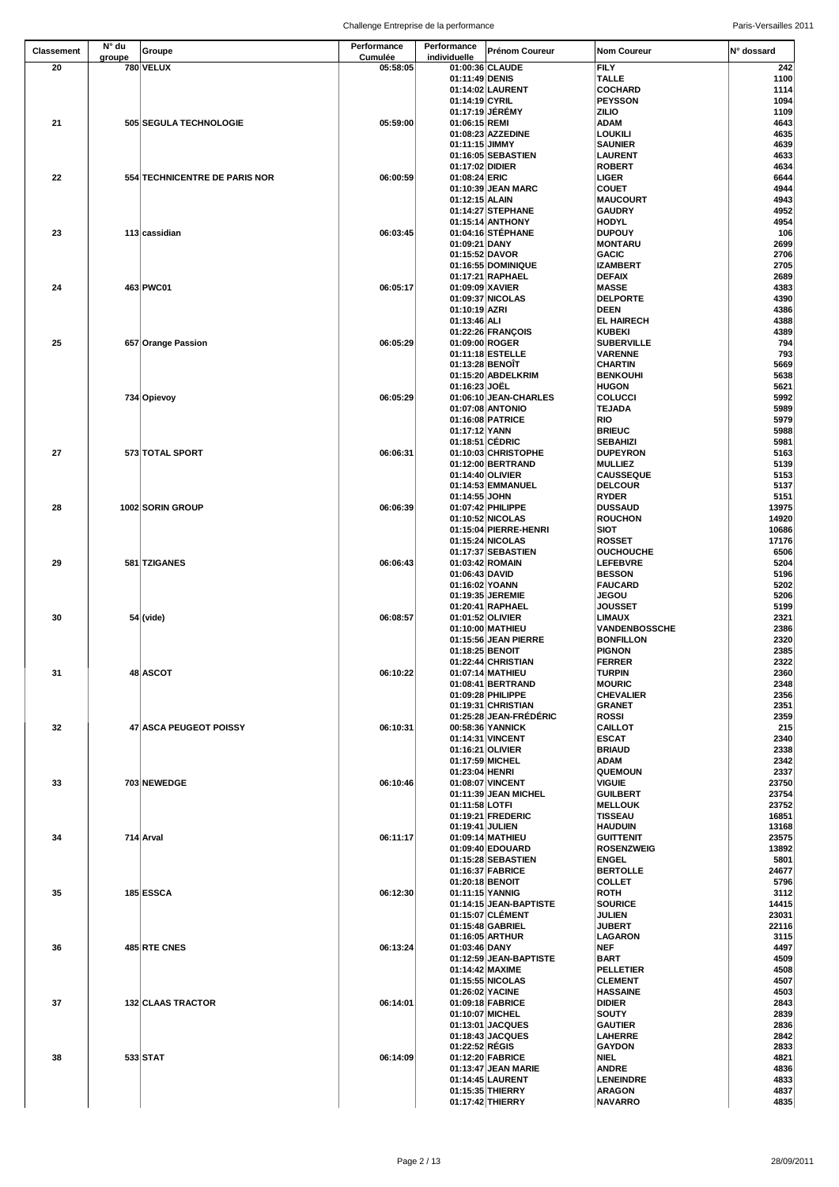| Classement | N° du groupe | Groupe | Performance Cumulée | Performance individuelle | Prénom Coureur | Nom Coureur | N° dossard |
|---|---|---|---|---|---|---|---|
| 20 | 780 | VELUX | 05:58:05 | 01:00:36 | CLAUDE | FILY | 242 |
| | | | | 01:11:49 | DENIS | TALLE | 1100 |
| | | | | 01:14:02 | LAURENT | COCHARD | 1114 |
| | | | | 01:14:19 | CYRIL | PEYSSON | 1094 |
| | | | | 01:17:19 | JÉRÉMY | ZILIO | 1109 |
| 21 | 505 | SEGULA TECHNOLOGIE | 05:59:00 | 01:06:15 | REMI | ADAM | 4643 |
| | | | | 01:08:23 | AZZEDINE | LOUKILI | 4635 |
| | | | | 01:11:15 | JIMMY | SAUNIER | 4639 |
| | | | | 01:16:05 | SEBASTIEN | LAURENT | 4633 |
| | | | | 01:17:02 | DIDIER | ROBERT | 4634 |
| 22 | 554 | TECHNICENTRE DE PARIS NOR | 06:00:59 | 01:08:24 | ERIC | LIGER | 6644 |
| | | | | 01:10:39 | JEAN MARC | COUET | 4944 |
| | | | | 01:12:15 | ALAIN | MAUCOURT | 4943 |
| | | | | 01:14:27 | STEPHANE | GAUDRY | 4952 |
| | | | | 01:15:14 | ANTHONY | HODYL | 4954 |
| 23 | 113 | cassidian | 06:03:45 | 01:04:16 | STÉPHANE | DUPOUY | 106 |
| | | | | 01:09:21 | DANY | MONTARU | 2699 |
| | | | | 01:15:52 | DAVOR | GACIC | 2706 |
| | | | | 01:16:55 | DOMINIQUE | IZAMBERT | 2705 |
| | | | | 01:17:21 | RAPHAEL | DEFAIX | 2689 |
| 24 | 463 | PWC01 | 06:05:17 | 01:09:09 | XAVIER | MASSE | 4383 |
| | | | | 01:09:37 | NICOLAS | DELPORTE | 4390 |
| | | | | 01:10:19 | AZRI | DEEN | 4386 |
| | | | | 01:13:46 | ALI | EL HAIRECH | 4388 |
| | | | | 01:22:26 | FRANÇOIS | KUBEKI | 4389 |
| 25 | 657 | Orange Passion | 06:05:29 | 01:09:00 | ROGER | SUBERVILLE | 794 |
| | | | | 01:11:18 | ESTELLE | VARENNE | 793 |
| | | | | 01:13:28 | BENOÎT | CHARTIN | 5669 |
| | | | | 01:15:20 | ABDELKRIM | BENKOUHI | 5638 |
| | | | | 01:16:23 | JOËL | HUGON | 5621 |
| | 734 | Opievoy | 06:05:29 | 01:06:10 | JEAN-CHARLES | COLUCCI | 5992 |
| | | | | 01:07:08 | ANTONIO | TEJADA | 5989 |
| | | | | 01:16:08 | PATRICE | RIO | 5979 |
| | | | | 01:17:12 | YANN | BRIEUC | 5988 |
| | | | | 01:18:51 | CÉDRIC | SEBAHIZI | 5981 |
| 27 | 573 | TOTAL SPORT | 06:06:31 | 01:10:03 | CHRISTOPHE | DUPEYRON | 5163 |
| | | | | 01:12:00 | BERTRAND | MULLIEZ | 5139 |
| | | | | 01:14:40 | OLIVIER | CAUSSEQUE | 5153 |
| | | | | 01:14:53 | EMMANUEL | DELCOUR | 5137 |
| | | | | 01:14:55 | JOHN | RYDER | 5151 |
| 28 | 1002 | SORIN GROUP | 06:06:39 | 01:07:42 | PHILIPPE | DUSSAUD | 13975 |
| | | | | 01:10:52 | NICOLAS | ROUCHON | 14920 |
| | | | | 01:15:04 | PIERRE-HENRI | SIOT | 10686 |
| | | | | 01:15:24 | NICOLAS | ROSSET | 17176 |
| | | | | 01:17:37 | SEBASTIEN | OUCHOUCHE | 6506 |
| 29 | 581 | TZIGANES | 06:06:43 | 01:03:42 | ROMAIN | LEFEBVRE | 5204 |
| | | | | 01:06:43 | DAVID | BESSON | 5196 |
| | | | | 01:16:02 | YOANN | FAUCARD | 5202 |
| | | | | 01:19:35 | JEREMIE | JEGOU | 5206 |
| | | | | 01:20:41 | RAPHAEL | JOUSSET | 5199 |
| 30 | 54 | (vide) | 06:08:57 | 01:01:52 | OLIVIER | LIMAUX | 2321 |
| | | | | 01:10:00 | MATHIEU | VANDENBOSSCHE | 2386 |
| | | | | 01:15:56 | JEAN PIERRE | BONFILLON | 2320 |
| | | | | 01:18:25 | BENOIT | PIGNON | 2385 |
| | | | | 01:22:44 | CHRISTIAN | FERRER | 2322 |
| 31 | 48 | ASCOT | 06:10:22 | 01:07:14 | MATHIEU | TURPIN | 2360 |
| | | | | 01:08:41 | BERTRAND | MOURIC | 2348 |
| | | | | 01:09:28 | PHILIPPE | CHEVALIER | 2356 |
| | | | | 01:19:31 | CHRISTIAN | GRANET | 2351 |
| | | | | 01:25:28 | JEAN-FRÉDÉRIC | ROSSI | 2359 |
| 32 | 47 | ASCA PEUGEOT POISSY | 06:10:31 | 00:58:36 | YANNICK | CAILLOT | 215 |
| | | | | 01:14:31 | VINCENT | ESCAT | 2340 |
| | | | | 01:16:21 | OLIVIER | BRIAUD | 2338 |
| | | | | 01:17:59 | MICHEL | ADAM | 2342 |
| | | | | 01:23:04 | HENRI | QUEMOUN | 2337 |
| 33 | 703 | NEWEDGE | 06:10:46 | 01:08:07 | VINCENT | VIGUIE | 23750 |
| | | | | 01:11:39 | JEAN MICHEL | GUILBERT | 23754 |
| | | | | 01:11:58 | LOTFI | MELLOUK | 23752 |
| | | | | 01:19:21 | FREDERIC | TISSEAU | 16851 |
| | | | | 01:19:41 | JULIEN | HAUDUIN | 13168 |
| 34 | 714 | Arval | 06:11:17 | 01:09:14 | MATHIEU | GUITTENIT | 23575 |
| | | | | 01:09:40 | EDOUARD | ROSENZWEIG | 13892 |
| | | | | 01:15:28 | SEBASTIEN | ENGEL | 5801 |
| | | | | 01:16:37 | FABRICE | BERTOLLE | 24677 |
| | | | | 01:20:18 | BENOIT | COLLET | 5796 |
| 35 | 185 | ESSCA | 06:12:30 | 01:11:15 | YANNIG | ROTH | 3112 |
| | | | | 01:14:15 | JEAN-BAPTISTE | SOURICE | 14415 |
| | | | | 01:15:07 | CLÉMENT | JULIEN | 23031 |
| | | | | 01:15:48 | GABRIEL | JUBERT | 22116 |
| | | | | 01:16:05 | ARTHUR | LAGARON | 3115 |
| 36 | 485 | RTE CNES | 06:13:24 | 01:03:46 | DANY | NEF | 4497 |
| | | | | 01:12:59 | JEAN-BAPTISTE | BART | 4509 |
| | | | | 01:14:42 | MAXIME | PELLETIER | 4508 |
| | | | | 01:15:55 | NICOLAS | CLEMENT | 4507 |
| | | | | 01:26:02 | YACINE | HASSAINE | 4503 |
| 37 | 132 | CLAAS TRACTOR | 06:14:01 | 01:09:18 | FABRICE | DIDIER | 2843 |
| | | | | 01:10:07 | MICHEL | SOUTY | 2839 |
| | | | | 01:13:01 | JACQUES | GAUTIER | 2836 |
| | | | | 01:18:43 | JACQUES | LAHERRE | 2842 |
| | | | | 01:22:52 | RÉGIS | GAYDON | 2833 |
| 38 | 533 | STAT | 06:14:09 | 01:12:20 | FABRICE | NIEL | 4821 |
| | | | | 01:13:47 | JEAN MARIE | ANDRE | 4836 |
| | | | | 01:14:45 | LAURENT | LENEINDRE | 4833 |
| | | | | 01:15:35 | THIERRY | ARAGON | 4837 |
| | | | | 01:17:42 | THIERRY | NAVARRO | 4835 |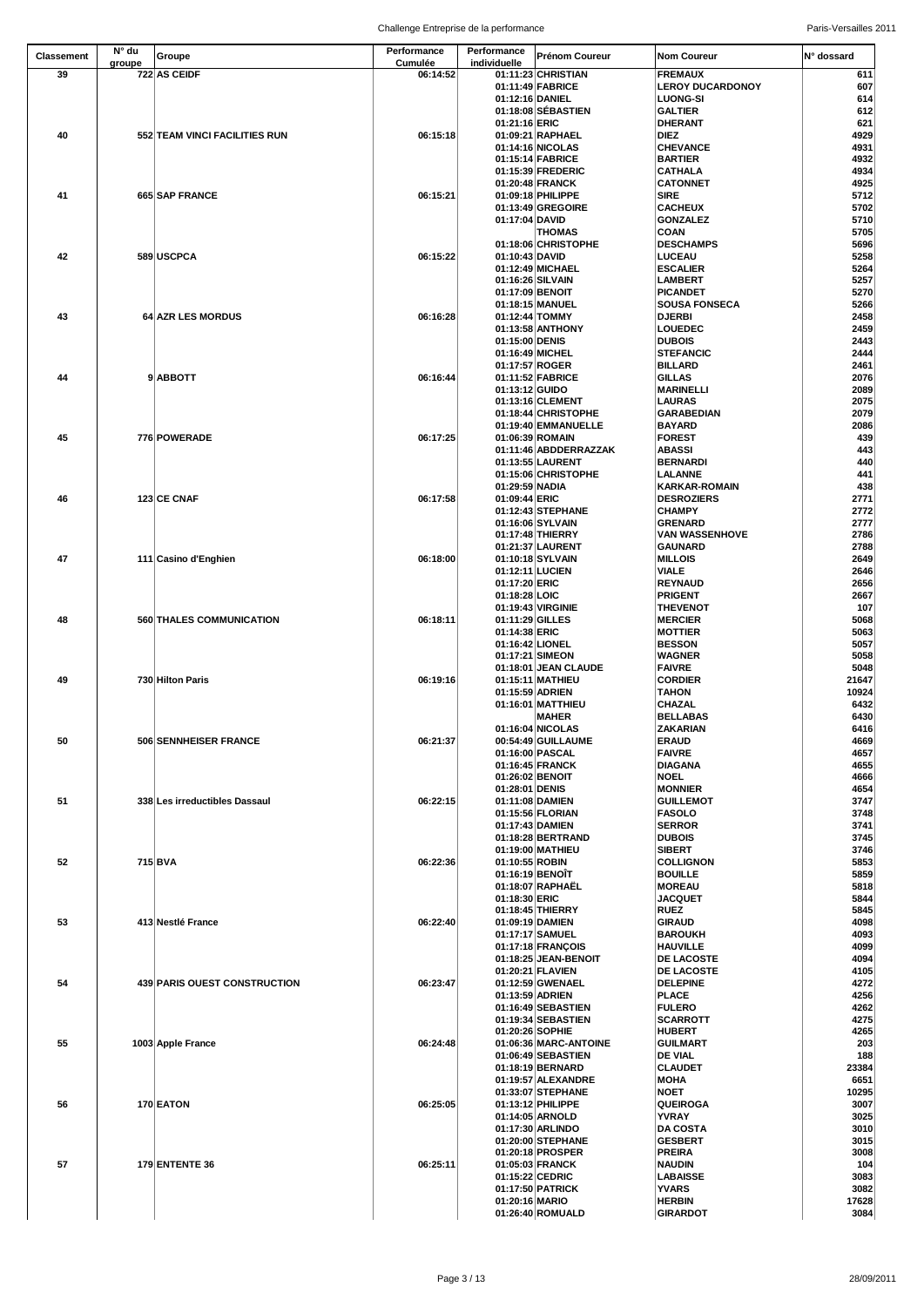| Classement | N° du groupe | Groupe | Performance Cumulée | Performance individuelle | Prénom Coureur | Nom Coureur | N° dossard |
|---|---|---|---|---|---|---|---|
| 39 | 722 | AS CEIDF | 06:14:52 | 01:11:23 | CHRISTIAN | FREMAUX | 611 |
| | | | | 01:11:49 | FABRICE | LEROY DUCARDONOY | 607 |
| | | | | 01:12:16 | DANIEL | LUONG-SI | 614 |
| | | | | 01:18:08 | SÉBASTIEN | GALTIER | 612 |
| | | | | 01:21:16 | ERIC | DHERANT | 621 |
| 40 | 552 | TEAM VINCI FACILITIES RUN | 06:15:18 | 01:09:21 | RAPHAEL | DIEZ | 4929 |
| | | | | 01:14:16 | NICOLAS | CHEVANCE | 4931 |
| | | | | 01:15:14 | FABRICE | BARTIER | 4932 |
| | | | | 01:15:39 | FREDERIC | CATHALA | 4934 |
| | | | | 01:20:48 | FRANCK | CATONNET | 4925 |
| 41 | 665 | SAP FRANCE | 06:15:21 | 01:09:18 | PHILIPPE | SIRE | 5712 |
| | | | | 01:13:49 | GREGOIRE | CACHEUX | 5702 |
| | | | | 01:17:04 | DAVID | GONZALEZ | 5710 |
| | | | | | THOMAS | COAN | 5705 |
| | | | | 01:18:06 | CHRISTOPHE | DESCHAMPS | 5696 |
| 42 | 589 | USCPCA | 06:15:22 | 01:10:43 | DAVID | LUCEAU | 5258 |
| | | | | 01:12:49 | MICHAEL | ESCALIER | 5264 |
| | | | | 01:16:26 | SILVAIN | LAMBERT | 5257 |
| | | | | 01:17:09 | BENOIT | PICANDET | 5270 |
| | | | | 01:18:15 | MANUEL | SOUSA FONSECA | 5266 |
| 43 | 64 | AZR LES MORDUS | 06:16:28 | 01:12:44 | TOMMY | DJERBI | 2458 |
| | | | | 01:13:58 | ANTHONY | LOUEDEC | 2459 |
| | | | | 01:15:00 | DENIS | DUBOIS | 2443 |
| | | | | 01:16:49 | MICHEL | STEFANCIC | 2444 |
| | | | | 01:17:57 | ROGER | BILLARD | 2461 |
| 44 | 9 | ABBOTT | 06:16:44 | 01:11:52 | FABRICE | GILLAS | 2076 |
| | | | | 01:13:12 | GUIDO | MARINELLI | 2089 |
| | | | | 01:13:16 | CLEMENT | LAURAS | 2075 |
| | | | | 01:18:44 | CHRISTOPHE | GARABEDIAN | 2079 |
| | | | | 01:19:40 | EMMANUELLE | BAYARD | 2086 |
| 45 | 776 | POWERADE | 06:17:25 | 01:06:39 | ROMAIN | FOREST | 439 |
| | | | | 01:11:46 | ABDDERRAZZAK | ABASSI | 443 |
| | | | | 01:13:55 | LAURENT | BERNARDI | 440 |
| | | | | 01:15:06 | CHRISTOPHE | LALANNE | 441 |
| | | | | 01:29:59 | NADIA | KARKAR-ROMAIN | 438 |
| 46 | 123 | CE CNAF | 06:17:58 | 01:09:44 | ERIC | DESROZIERS | 2771 |
| | | | | 01:12:43 | STEPHANE | CHAMPY | 2772 |
| | | | | 01:16:06 | SYLVAIN | GRENARD | 2777 |
| | | | | 01:17:48 | THIERRY | VAN WASSENHOVE | 2786 |
| | | | | 01:21:37 | LAURENT | GAUNARD | 2788 |
| 47 | 111 | Casino d'Enghien | 06:18:00 | 01:10:18 | SYLVAIN | MILLOIS | 2649 |
| | | | | 01:12:11 | LUCIEN | VIALE | 2646 |
| | | | | 01:17:20 | ERIC | REYNAUD | 2656 |
| | | | | 01:18:28 | LOIC | PRIGENT | 2667 |
| | | | | 01:19:43 | VIRGINIE | THEVENOT | 107 |
| 48 | 560 | THALES COMMUNICATION | 06:18:11 | 01:11:29 | GILLES | MERCIER | 5068 |
| | | | | 01:14:38 | ERIC | MOTTIER | 5063 |
| | | | | 01:16:42 | LIONEL | BESSON | 5057 |
| | | | | 01:17:21 | SIMEON | WAGNER | 5058 |
| | | | | 01:18:01 | JEAN CLAUDE | FAIVRE | 5048 |
| 49 | 730 | Hilton Paris | 06:19:16 | 01:15:11 | MATHIEU | CORDIER | 21647 |
| | | | | 01:15:59 | ADRIEN | TAHON | 10924 |
| | | | | 01:16:01 | MATTHIEU | CHAZAL | 6432 |
| | | | | | MAHER | BELLABAS | 6430 |
| | | | | 01:16:04 | NICOLAS | ZAKARIAN | 6416 |
| 50 | 506 | SENNHEISER FRANCE | 06:21:37 | 00:54:49 | GUILLAUME | ERAUD | 4669 |
| | | | | 01:16:00 | PASCAL | FAIVRE | 4657 |
| | | | | 01:16:45 | FRANCK | DIAGANA | 4655 |
| | | | | 01:26:02 | BENOIT | NOEL | 4666 |
| | | | | 01:28:01 | DENIS | MONNIER | 4654 |
| 51 | 338 | Les irreductibles Dassaul | 06:22:15 | 01:11:08 | DAMIEN | GUILLEMOT | 3747 |
| | | | | 01:15:56 | FLORIAN | FASOLO | 3748 |
| | | | | 01:17:43 | DAMIEN | SERROR | 3741 |
| | | | | 01:18:28 | BERTRAND | DUBOIS | 3745 |
| | | | | 01:19:00 | MATHIEU | SIBERT | 3746 |
| 52 | 715 | BVA | 06:22:36 | 01:10:55 | ROBIN | COLLIGNON | 5853 |
| | | | | 01:16:19 | BENOÎT | BOUILLE | 5859 |
| | | | | 01:18:07 | RAPHAËL | MOREAU | 5818 |
| | | | | 01:18:30 | ERIC | JACQUET | 5844 |
| | | | | 01:18:45 | THIERRY | RUEZ | 5845 |
| 53 | 413 | Nestlé France | 06:22:40 | 01:09:19 | DAMIEN | GIRAUD | 4098 |
| | | | | 01:17:17 | SAMUEL | BAROUKH | 4093 |
| | | | | 01:17:18 | FRANÇOIS | HAUVILLE | 4099 |
| | | | | 01:18:25 | JEAN-BENOIT | DE LACOSTE | 4094 |
| | | | | 01:20:21 | FLAVIEN | DE LACOSTE | 4105 |
| 54 | 439 | PARIS OUEST CONSTRUCTION | 06:23:47 | 01:12:59 | GWENAEL | DELEPINE | 4272 |
| | | | | 01:13:59 | ADRIEN | PLACE | 4256 |
| | | | | 01:16:49 | SEBASTIEN | FULERO | 4262 |
| | | | | 01:19:34 | SEBASTIEN | SCARROTT | 4275 |
| | | | | 01:20:26 | SOPHIE | HUBERT | 4265 |
| 55 | 1003 | Apple France | 06:24:48 | 01:06:36 | MARC-ANTOINE | GUILMART | 203 |
| | | | | 01:06:49 | SEBASTIEN | DE VIAL | 188 |
| | | | | 01:18:19 | BERNARD | CLAUDET | 23384 |
| | | | | 01:19:57 | ALEXANDRE | MOHA | 6651 |
| | | | | 01:33:07 | STEPHANE | NOET | 10295 |
| 56 | 170 | EATON | 06:25:05 | 01:13:12 | PHILIPPE | QUEIROGA | 3007 |
| | | | | 01:14:05 | ARNOLD | YVRAY | 3025 |
| | | | | 01:17:30 | ARLINDO | DA COSTA | 3010 |
| | | | | 01:20:00 | STEPHANE | GESBERT | 3015 |
| | | | | 01:20:18 | PROSPER | PREIRA | 3008 |
| 57 | 179 | ENTENTE 36 | 06:25:11 | 01:05:03 | FRANCK | NAUDIN | 104 |
| | | | | 01:15:22 | CEDRIC | LABAISSE | 3083 |
| | | | | 01:17:50 | PATRICK | YVARS | 3082 |
| | | | | 01:20:16 | MARIO | HERBIN | 17628 |
| | | | | 01:26:40 | ROMUALD | GIRARDOT | 3084 |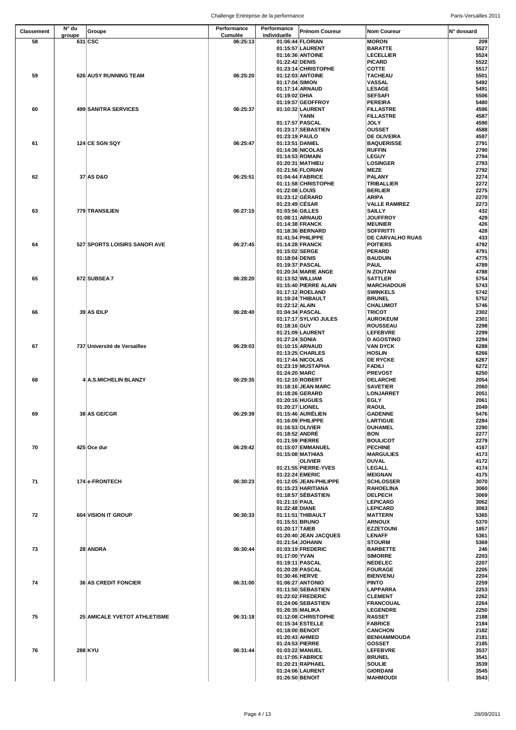| Classement | N° du groupe | Groupe | Performance Cumulée | Performance individuelle | Prénom Coureur | Nom Coureur | N° dossard |
|---|---|---|---|---|---|---|---|
| 58 | 631 | CSC | 06:25:13 | 01:06:44 | FLORIAN | MORON | 209 |
| | | | | 01:15:57 | LAURENT | BARATTE | 5527 |
| | | | | 01:16:36 | ANTOINE | LECELLIER | 5524 |
| | | | | 01:22:42 | DENIS | PICARD | 5522 |
| | | | | 01:23:14 | CHRISTOPHE | COTTE | 5517 |
| 59 | 626 | AUSY RUNNING TEAM | 06:25:20 | 01:12:03 | ANTOINE | TACHEAU | 5501 |
| | | | | 01:17:04 | SIMON | VASSAL | 5492 |
| | | | | 01:17:14 | ARNAUD | LESAGE | 5491 |
| | | | | 01:19:02 | DHIA | SEFSAFI | 5506 |
| | | | | 01:19:57 | GEOFFROY | PEREIRA | 5480 |
| 60 | 499 | SANITRA SERVICES | 06:25:37 | 01:10:32 | LAURENT | FILLASTRE | 4596 |
| | | | | | YANN | FILLASTRE | 4587 |
| | | | | 01:17:57 | PASCAL | JOLY | 4590 |
| | | | | 01:23:17 | SEBASTIEN | OUSSET | 4588 |
| | | | | 01:23:19 | PAULO | DE OLIVEIRA | 4597 |
| 61 | 124 | CE SGN SQY | 06:25:47 | 01:13:51 | DANIEL | BAQUERISSE | 2791 |
| | | | | 01:14:36 | NICOLAS | RUFFIN | 2790 |
| | | | | 01:14:53 | ROMAIN | LEGUY | 2794 |
| | | | | 01:20:31 | MATHIEU | LOSINGER | 2793 |
| | | | | 01:21:56 | FLORIAN | MEZE | 2792 |
| 62 | 37 | AS D&O | 06:25:51 | 01:04:44 | FABRICE | PALANY | 2274 |
| | | | | 01:11:58 | CHRISTOPHE | TRIBALLIER | 2272 |
| | | | | 01:22:08 | LOUIS | BERLIER | 2275 |
| | | | | 01:23:12 | GÉRARD | ARIPA | 2270 |
| | | | | 01:23:49 | CÉSAR | VALLE RAMIREZ | 2273 |
| 63 | 779 | TRANSILIEN | 06:27:15 | 01:03:56 | GILLES | SAILLY | 432 |
| | | | | 01:08:11 | ARNAUD | JOUFFROY | 429 |
| | | | | 01:14:38 | FRANCK | MEUNIER | 426 |
| | | | | 01:18:36 | BERNARD | SOFFRITTI | 428 |
| | | | | 01:41:54 | PHILIPPE | DE CARVALHO RUAS | 433 |
| 64 | 527 | SPORTS LOISIRS SANOFI AVE | 06:27:45 | 01:14:28 | FRANCK | POITIERS | 4792 |
| | | | | 01:15:02 | SERGE | PERARD | 4791 |
| | | | | 01:18:04 | DENIS | BAUDUIN | 4775 |
| | | | | 01:19:37 | PASCAL | PAUL | 4789 |
| | | | | 01:20:34 | MARIE ANGE | N ZOUTANI | 4788 |
| 65 | 672 | SUBSEA 7 | 06:28:20 | 01:13:52 | WILLIAM | SATTLER | 5754 |
| | | | | 01:15:40 | PIERRE ALAIN | MARCHADOUR | 5743 |
| | | | | 01:17:12 | ROELAND | SWINKELS | 5742 |
| | | | | 01:19:24 | THIBAULT | BRUNEL | 5752 |
| | | | | 01:22:12 | ALAIN | CHALUMOT | 5746 |
| 66 | 39 | AS IDLP | 06:28:40 | 01:04:34 | PASCAL | TRICOT | 2302 |
| | | | | 01:17:17 | SYLVIO JULES | AUROKEUM | 2301 |
| | | | | 01:18:16 | GUY | ROUSSEAU | 2298 |
| | | | | 01:21:09 | LAURENT | LEFEBVRE | 2299 |
| | | | | 01:27:24 | SONIA | D AGOSTINO | 2294 |
| 67 | 737 | Université de Versailles | 06:29:03 | 01:10:15 | ARNAUD | VAN DYCK | 6288 |
| | | | | 01:13:25 | CHARLES | HOSLIN | 6266 |
| | | | | 01:17:44 | NICOLAS | DE RYCKE | 6267 |
| | | | | 01:23:19 | MUSTAPHA | FADILI | 6272 |
| | | | | 01:24:20 | MARC | PREVOST | 6250 |
| 68 | 4 | A.S.MICHELIN BLANZY | 06:29:35 | 01:12:10 | ROBERT | DELARCHE | 2054 |
| | | | | 01:18:16 | JEAN MARC | SAVETIER | 2060 |
| | | | | 01:18:26 | GERARD | LONJARRET | 2051 |
| | | | | 01:20:16 | HUGUES | EGLY | 2061 |
| | | | | 01:20:27 | LIONEL | RAOUL | 2049 |
| 69 | 38 | AS GE/CGR | 06:29:39 | 01:15:46 | AURÉLIEN | GADENNE | 5476 |
| | | | | 01:16:09 | PHILIPPE | LARTIGUE | 2284 |
| | | | | 01:16:53 | OLIVIER | DUHAMEL | 2290 |
| | | | | 01:18:52 | ANDRÉ | BON | 2277 |
| | | | | 01:21:59 | PIERRE | BOULICOT | 2279 |
| 70 | 425 | Oce dur | 06:29:42 | 01:15:07 | EMMANUEL | PECHINE | 4167 |
| | | | | 01:15:08 | MATHIAS | MARGULIES | 4173 |
| | | | | | OLIVIER | DUVAL | 4172 |
| | | | | 01:21:55 | PIERRE-YVES | LEGALL | 4174 |
| | | | | 01:22:24 | EMERIC | MEIGNAN | 4175 |
| 71 | 174 | e-FRONTECH | 06:30:23 | 01:12:05 | JEAN-PHILIPPE | SCHLOSSER | 3070 |
| | | | | 01:15:23 | HARITIANA | RAHOELINA | 3060 |
| | | | | 01:18:57 | SÉBASTIEN | DELPECH | 3069 |
| | | | | 01:21:10 | PAUL | LEPICARD | 3062 |
| | | | | 01:22:48 | DIANE | LEPICARD | 3063 |
| 72 | 604 | VISION IT GROUP | 06:30:33 | 01:11:51 | THIBAULT | MATTERN | 5365 |
| | | | | 01:15:51 | BRUNO | ARNOUX | 5370 |
| | | | | 01:20:17 | TAIEB | EZZETOUNI | 1857 |
| | | | | 01:20:40 | JEAN JACQUES | LENAFF | 5361 |
| | | | | 01:21:54 | JOHANN | STOURM | 5369 |
| 73 | 28 | ANDRA | 06:30:44 | 01:03:19 | FREDERIC | BARBETTE | 246 |
| | | | | 01:17:00 | YVAN | SIMORRE | 2203 |
| | | | | 01:19:11 | PASCAL | NEDELEC | 2207 |
| | | | | 01:20:28 | PASCAL | FOURAGE | 2205 |
| | | | | 01:30:46 | HERVE | BIENVENU | 2204 |
| 74 | 36 | AS CREDIT FONCIER | 06:31:00 | 01:06:27 | ANTONIO | PINTO | 2259 |
| | | | | 01:11:50 | SEBASTIEN | LAPPARRA | 2253 |
| | | | | 01:22:02 | FREDERIC | CLEMENT | 2262 |
| | | | | 01:24:06 | SEBASTIEN | FRANCOUAL | 2264 |
| | | | | 01:26:35 | MALIKA | LEGENDRE | 2250 |
| 75 | 25 | AMICALE YVETOT ATHLETISME | 06:31:18 | 01:12:08 | CHRISTOPHE | RASSET | 2188 |
| | | | | 01:15:34 | ESTELLE | FABRICE | 2184 |
| | | | | 01:18:00 | BENOIT | CANCHON | 2182 |
| | | | | 01:20:43 | AHMED | BENHAMMOUDA | 2181 |
| | | | | 01:24:53 | PIERRE | GOSSET | 2185 |
| 76 | 288 | KYU | 06:31:44 | 01:03:22 | MANUEL | LEFEBVRE | 3537 |
| | | | | 01:17:05 | FABRICE | BRUNEL | 3541 |
| | | | | 01:20:21 | RAPHAEL | SOULIE | 3539 |
| | | | | 01:24:06 | LAURENT | GIORDANI | 3545 |
| | | | | 01:26:50 | BENOIT | MAHMOUDI | 3543 |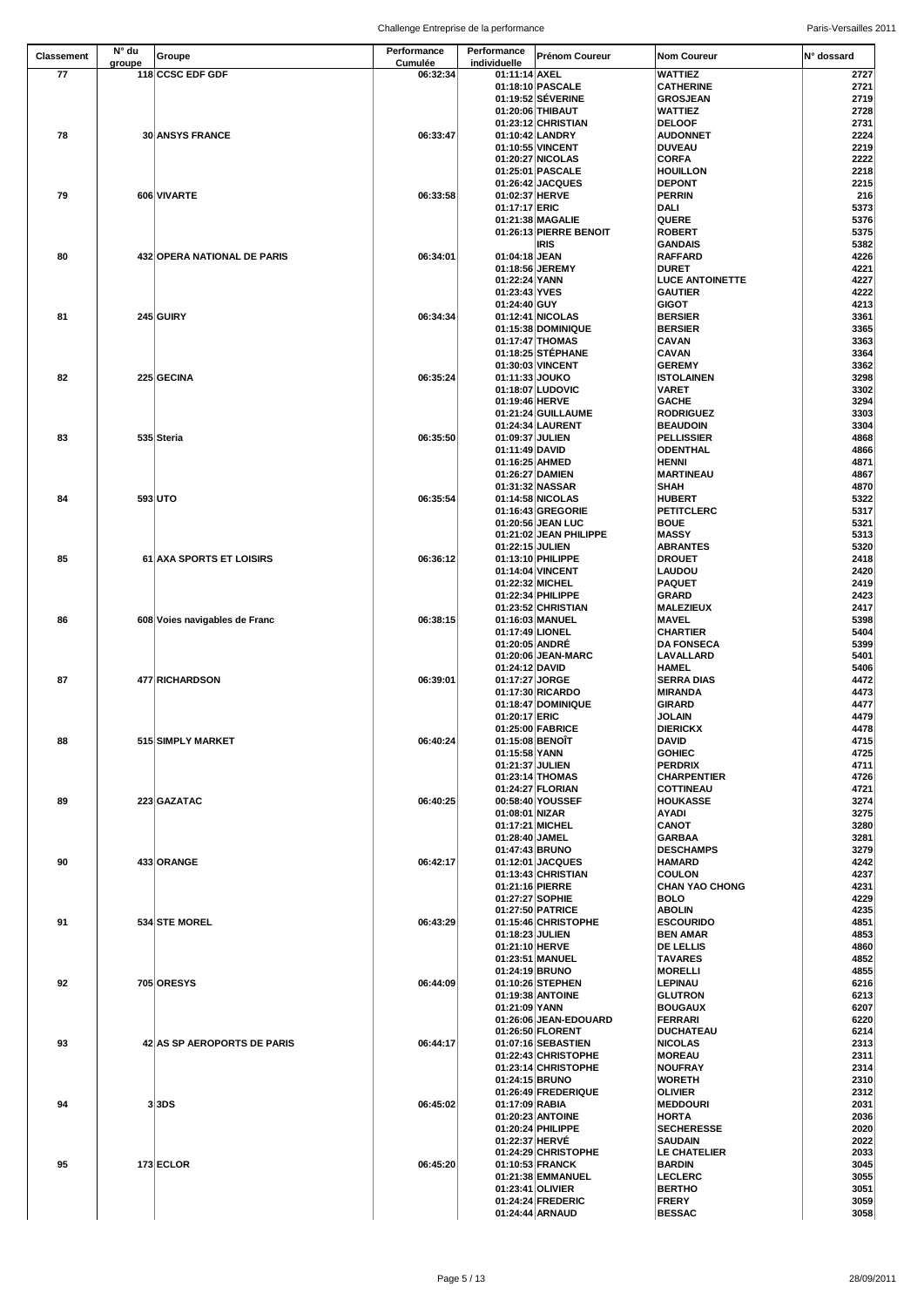| Classement | N° du groupe | Groupe | Performance Cumulée | Performance individuelle | Prénom Coureur | Nom Coureur | N° dossard |
|---|---|---|---|---|---|---|---|
| 77 | 118 | CCSC EDF GDF | 06:32:34 | 01:11:14 | AXEL | WATTIEZ | 2727 |
| | | | | 01:18:10 | PASCALE | CATHERINE | 2721 |
| | | | | 01:19:52 | SÉVERINE | GROSJEAN | 2719 |
| | | | | 01:20:06 | THIBAUT | WATTIEZ | 2728 |
| | | | | 01:23:12 | CHRISTIAN | DELOOF | 2731 |
| 78 | 30 | ANSYS FRANCE | 06:33:47 | 01:10:42 | LANDRY | AUDONNET | 2224 |
| | | | | 01:10:55 | VINCENT | DUVEAU | 2219 |
| | | | | 01:20:27 | NICOLAS | CORFA | 2222 |
| | | | | 01:25:01 | PASCALE | HOUILLON | 2218 |
| | | | | 01:26:42 | JACQUES | DEPONT | 2215 |
| 79 | 606 | VIVARTE | 06:33:58 | 01:02:37 | HERVE | PERRIN | 216 |
| | | | | 01:17:17 | ERIC | DALI | 5373 |
| | | | | 01:21:38 | MAGALIE | QUERE | 5376 |
| | | | | 01:26:13 | PIERRE BENOIT | ROBERT | 5375 |
| | | | | | IRIS | GANDAIS | 5382 |
| 80 | 432 | OPERA NATIONAL DE PARIS | 06:34:01 | 01:04:18 | JEAN | RAFFARD | 4226 |
| | | | | 01:18:56 | JEREMY | DURET | 4221 |
| | | | | 01:22:24 | YANN | LUCE ANTOINETTE | 4227 |
| | | | | 01:23:43 | YVES | GAUTIER | 4222 |
| | | | | 01:24:40 | GUY | GIGOT | 4213 |
| 81 | 245 | GUIRY | 06:34:34 | 01:12:41 | NICOLAS | BERSIER | 3361 |
| | | | | 01:15:38 | DOMINIQUE | BERSIER | 3365 |
| | | | | 01:17:47 | THOMAS | CAVAN | 3363 |
| | | | | 01:18:25 | STÉPHANE | CAVAN | 3364 |
| | | | | 01:30:03 | VINCENT | GEREMY | 3362 |
| 82 | 225 | GECINA | 06:35:24 | 01:11:33 | JOUKO | ISTOLAINEN | 3298 |
| | | | | 01:18:07 | LUDOVIC | VARET | 3302 |
| | | | | 01:19:46 | HERVE | GACHE | 3294 |
| | | | | 01:21:24 | GUILLAUME | RODRIGUEZ | 3303 |
| | | | | 01:24:34 | LAURENT | BEAUDOIN | 3304 |
| 83 | 535 | Steria | 06:35:50 | 01:09:37 | JULIEN | PELLISSIER | 4868 |
| | | | | 01:11:49 | DAVID | ODENTHAL | 4866 |
| | | | | 01:16:25 | AHMED | HENNI | 4871 |
| | | | | 01:26:27 | DAMIEN | MARTINEAU | 4867 |
| | | | | 01:31:32 | NASSAR | SHAH | 4870 |
| 84 | 593 | UTO | 06:35:54 | 01:14:58 | NICOLAS | HUBERT | 5322 |
| | | | | 01:16:43 | GREGORIE | PETITCLERC | 5317 |
| | | | | 01:20:56 | JEAN LUC | BOUE | 5321 |
| | | | | 01:21:02 | JEAN PHILIPPE | MASSY | 5313 |
| | | | | 01:22:15 | JULIEN | ABRANTES | 5320 |
| 85 | 61 | AXA SPORTS ET LOISIRS | 06:36:12 | 01:13:10 | PHILIPPE | DROUET | 2418 |
| | | | | 01:14:04 | VINCENT | LAUDOU | 2420 |
| | | | | 01:22:32 | MICHEL | PAQUET | 2419 |
| | | | | 01:22:34 | PHILIPPE | GRARD | 2423 |
| | | | | 01:23:52 | CHRISTIAN | MALEZIEUX | 2417 |
| 86 | 608 | Voies navigables de Franc | 06:38:15 | 01:16:03 | MANUEL | MAVEL | 5398 |
| | | | | 01:17:49 | LIONEL | CHARTIER | 5404 |
| | | | | 01:20:05 | ANDRÉ | DA FONSECA | 5399 |
| | | | | 01:20:06 | JEAN-MARC | LAVALLARD | 5401 |
| | | | | 01:24:12 | DAVID | HAMEL | 5406 |
| 87 | 477 | RICHARDSON | 06:39:01 | 01:17:27 | JORGE | SERRA DIAS | 4472 |
| | | | | 01:17:30 | RICARDO | MIRANDA | 4473 |
| | | | | 01:18:47 | DOMINIQUE | GIRARD | 4477 |
| | | | | 01:20:17 | ERIC | JOLAIN | 4479 |
| | | | | 01:25:00 | FABRICE | DIERICKX | 4478 |
| 88 | 515 | SIMPLY MARKET | 06:40:24 | 01:15:08 | BENOÎT | DAVID | 4715 |
| | | | | 01:15:58 | YANN | GOHIEC | 4725 |
| | | | | 01:21:37 | JULIEN | PERDRIX | 4711 |
| | | | | 01:23:14 | THOMAS | CHARPENTIER | 4726 |
| | | | | 01:24:27 | FLORIAN | COTTINEAU | 4721 |
| 89 | 223 | GAZATAC | 06:40:25 | 00:58:40 | YOUSSEF | HOUKASSE | 3274 |
| | | | | 01:08:01 | NIZAR | AYADI | 3275 |
| | | | | 01:17:21 | MICHEL | CANOT | 3280 |
| | | | | 01:28:40 | JAMEL | GARBAA | 3281 |
| | | | | 01:47:43 | BRUNO | DESCHAMPS | 3279 |
| 90 | 433 | ORANGE | 06:42:17 | 01:12:01 | JACQUES | HAMARD | 4242 |
| | | | | 01:13:43 | CHRISTIAN | COULON | 4237 |
| | | | | 01:21:16 | PIERRE | CHAN YAO CHONG | 4231 |
| | | | | 01:27:27 | SOPHIE | BOLO | 4229 |
| | | | | 01:27:50 | PATRICE | ABOLIN | 4235 |
| 91 | 534 | STE MOREL | 06:43:29 | 01:15:46 | CHRISTOPHE | ESCOURIDO | 4851 |
| | | | | 01:18:23 | JULIEN | BEN AMAR | 4853 |
| | | | | 01:21:10 | HERVE | DE LELLIS | 4860 |
| | | | | 01:23:51 | MANUEL | TAVARES | 4852 |
| | | | | 01:24:19 | BRUNO | MORELLI | 4855 |
| 92 | 705 | ORESYS | 06:44:09 | 01:10:26 | STEPHEN | LEPINAU | 6216 |
| | | | | 01:19:38 | ANTOINE | GLUTRON | 6213 |
| | | | | 01:21:09 | YANN | BOUGAUX | 6207 |
| | | | | 01:26:06 | JEAN-EDOUARD | FERRARI | 6220 |
| | | | | 01:26:50 | FLORENT | DUCHATEAU | 6214 |
| 93 | 42 | AS SP AEROPORTS DE PARIS | 06:44:17 | 01:07:16 | SEBASTIEN | NICOLAS | 2313 |
| | | | | 01:22:43 | CHRISTOPHE | MOREAU | 2311 |
| | | | | 01:23:14 | CHRISTOPHE | NOUFRAY | 2314 |
| | | | | 01:24:15 | BRUNO | WORETH | 2310 |
| | | | | 01:26:49 | FREDERIQUE | OLIVIER | 2312 |
| 94 | 3 | 3DS | 06:45:02 | 01:17:09 | RABIA | MEDDOURI | 2031 |
| | | | | 01:20:23 | ANTOINE | HORTA | 2036 |
| | | | | 01:20:24 | PHILIPPE | SECHERESSE | 2020 |
| | | | | 01:22:37 | HERVÉ | SAUDAIN | 2022 |
| | | | | 01:24:29 | CHRISTOPHE | LE CHATELIER | 2033 |
| 95 | 173 | ECLOR | 06:45:20 | 01:10:53 | FRANCK | BARDIN | 3045 |
| | | | | 01:21:38 | EMMANUEL | LECLERC | 3055 |
| | | | | 01:23:41 | OLIVIER | BERTHO | 3051 |
| | | | | 01:24:24 | FREDERIC | FRERY | 3059 |
| | | | | 01:24:44 | ARNAUD | BESSAC | 3058 |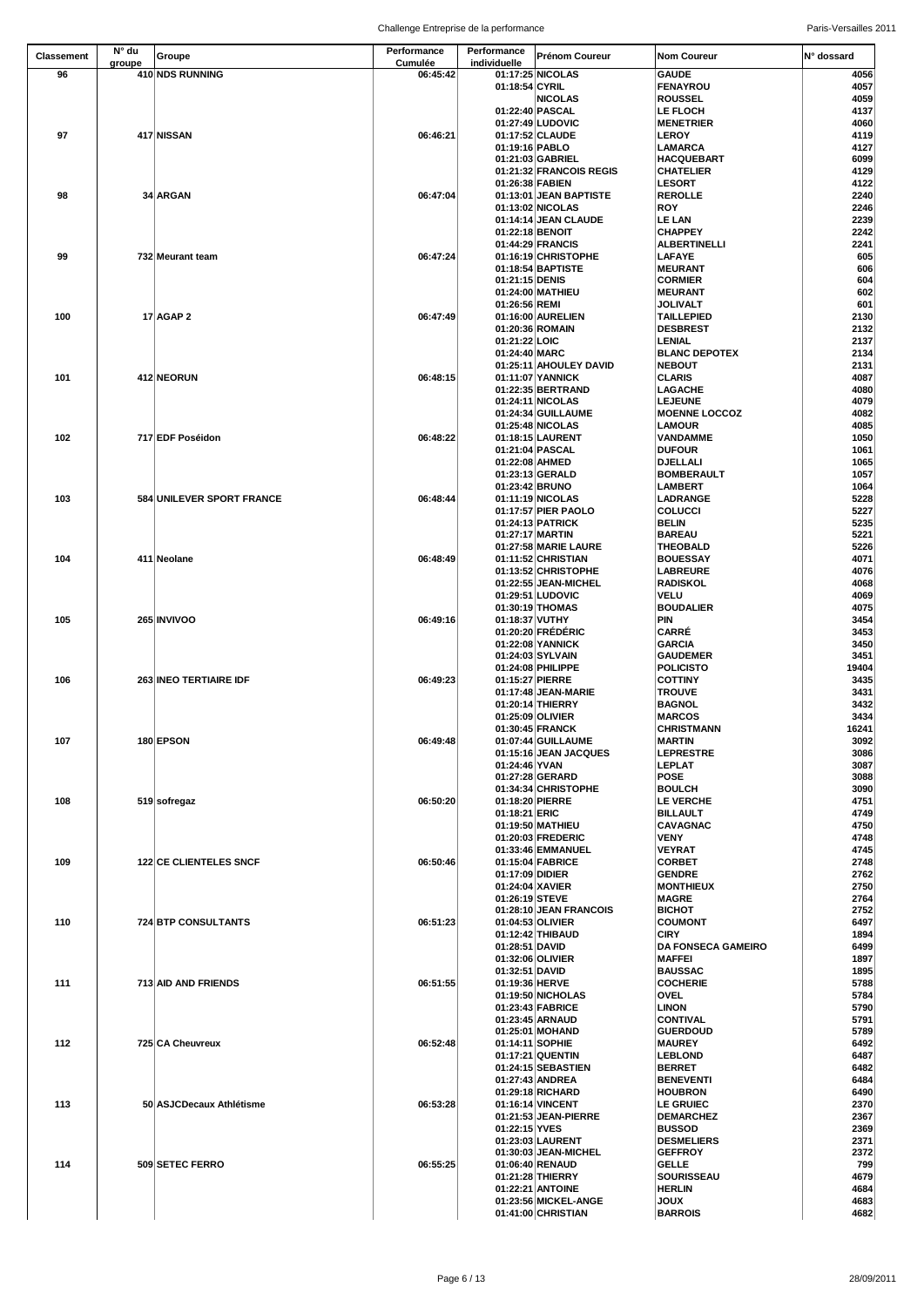| Classement | N° du groupe | Groupe | Performance Cumulée | Performance individuelle | Prénom Coureur | Nom Coureur | N° dossard |
|---|---|---|---|---|---|---|---|
| 96 | 410 | NDS RUNNING | 06:45:42 | 01:17:25 | NICOLAS | GAUDE | 4056 |
| | | | | 01:18:54 | CYRIL | FENAYROU | 4057 |
| | | | | | NICOLAS | ROUSSEL | 4059 |
| | | | | 01:22:40 | PASCAL | LE FLOCH | 4137 |
| | | | | 01:27:49 | LUDOVIC | MENETRIER | 4060 |
| 97 | 417 | NISSAN | 06:46:21 | 01:17:52 | CLAUDE | LEROY | 4119 |
| | | | | 01:19:16 | PABLO | LAMARCA | 4127 |
| | | | | 01:21:03 | GABRIEL | HACQUEBART | 6099 |
| | | | | 01:21:32 | FRANCOIS REGIS | CHATELIER | 4129 |
| | | | | 01:26:38 | FABIEN | LESORT | 4122 |
| 98 | 34 | ARGAN | 06:47:04 | 01:13:01 | JEAN BAPTISTE | REROLLE | 2240 |
| | | | | 01:13:02 | NICOLAS | ROY | 2246 |
| | | | | 01:14:14 | JEAN CLAUDE | LE LAN | 2239 |
| | | | | 01:22:18 | BENOIT | CHAPPEY | 2242 |
| | | | | 01:44:29 | FRANCIS | ALBERTINELLI | 2241 |
| 99 | 732 | Meurant team | 06:47:24 | 01:16:19 | CHRISTOPHE | LAFAYE | 605 |
| | | | | 01:18:54 | BAPTISTE | MEURANT | 606 |
| | | | | 01:21:15 | DENIS | CORMIER | 604 |
| | | | | 01:24:00 | MATHIEU | MEURANT | 602 |
| | | | | 01:26:56 | REMI | JOLIVALT | 601 |
| 100 | 17 | AGAP 2 | 06:47:49 | 01:16:00 | AURELIEN | TAILLEPIED | 2130 |
| | | | | 01:20:36 | ROMAIN | DESBREST | 2132 |
| | | | | 01:21:22 | LOIC | LENIAL | 2137 |
| | | | | 01:24:40 | MARC | BLANC DEPOTEX | 2134 |
| | | | | 01:25:11 | AHOULEY DAVID | NEBOUT | 2131 |
| 101 | 412 | NEORUN | 06:48:15 | 01:11:07 | YANNICK | CLARIS | 4087 |
| | | | | 01:22:35 | BERTRAND | LAGACHE | 4080 |
| | | | | 01:24:11 | NICOLAS | LEJEUNE | 4079 |
| | | | | 01:24:34 | GUILLAUME | MOENNE LOCCOZ | 4082 |
| | | | | 01:25:48 | NICOLAS | LAMOUR | 4085 |
| 102 | 717 | EDF Poséidon | 06:48:22 | 01:18:15 | LAURENT | VANDAMME | 1050 |
| | | | | 01:21:04 | PASCAL | DUFOUR | 1061 |
| | | | | 01:22:08 | AHMED | DJELLALI | 1065 |
| | | | | 01:23:13 | GERALD | BOMBERAULT | 1057 |
| | | | | 01:23:42 | BRUNO | LAMBERT | 1064 |
| 103 | 584 | UNILEVER SPORT FRANCE | 06:48:44 | 01:11:19 | NICOLAS | LADRANGE | 5228 |
| | | | | 01:17:57 | PIER PAOLO | COLUCCI | 5227 |
| | | | | 01:24:13 | PATRICK | BELIN | 5235 |
| | | | | 01:27:17 | MARTIN | BAREAU | 5221 |
| | | | | 01:27:58 | MARIE LAURE | THEOBALD | 5226 |
| 104 | 411 | Neolane | 06:48:49 | 01:11:52 | CHRISTIAN | BOUESSAY | 4071 |
| | | | | 01:13:52 | CHRISTOPHE | LABREURE | 4076 |
| | | | | 01:22:55 | JEAN-MICHEL | RADISKOL | 4068 |
| | | | | 01:29:51 | LUDOVIC | VELU | 4069 |
| | | | | 01:30:19 | THOMAS | BOUDALIER | 4075 |
| 105 | 265 | INVIVOO | 06:49:16 | 01:18:37 | VUTHY | PIN | 3454 |
| | | | | 01:20:20 | FRÉDÉRIC | CARRÉ | 3453 |
| | | | | 01:22:08 | YANNICK | GARCIA | 3450 |
| | | | | 01:24:03 | SYLVAIN | GAUDEMER | 3451 |
| | | | | 01:24:08 | PHILIPPE | POLICISTO | 19404 |
| 106 | 263 | INEO TERTIAIRE IDF | 06:49:23 | 01:15:27 | PIERRE | COTTINY | 3435 |
| | | | | 01:17:48 | JEAN-MARIE | TROUVE | 3431 |
| | | | | 01:20:14 | THIERRY | BAGNOL | 3432 |
| | | | | 01:25:09 | OLIVIER | MARCOS | 3434 |
| | | | | 01:30:45 | FRANCK | CHRISTMANN | 16241 |
| 107 | 180 | EPSON | 06:49:48 | 01:07:44 | GUILLAUME | MARTIN | 3092 |
| | | | | 01:15:16 | JEAN JACQUES | LEPRESTRE | 3086 |
| | | | | 01:24:46 | YVAN | LEPLAT | 3087 |
| | | | | 01:27:28 | GERARD | POSE | 3088 |
| | | | | 01:34:34 | CHRISTOPHE | BOULCH | 3090 |
| 108 | 519 | sofregaz | 06:50:20 | 01:18:20 | PIERRE | LE VERCHE | 4751 |
| | | | | 01:18:21 | ERIC | BILLAULT | 4749 |
| | | | | 01:19:50 | MATHIEU | CAVAGNAC | 4750 |
| | | | | 01:20:03 | FREDERIC | VENY | 4748 |
| | | | | 01:33:46 | EMMANUEL | VEYRAT | 4745 |
| 109 | 122 | CE CLIENTELES SNCF | 06:50:46 | 01:15:04 | FABRICE | CORBET | 2748 |
| | | | | 01:17:09 | DIDIER | GENDRE | 2762 |
| | | | | 01:24:04 | XAVIER | MONTHIEUX | 2750 |
| | | | | 01:26:19 | STEVE | MAGRE | 2764 |
| | | | | 01:28:10 | JEAN FRANCOIS | BICHOT | 2752 |
| 110 | 724 | BTP CONSULTANTS | 06:51:23 | 01:04:53 | OLIVIER | COUMONT | 6497 |
| | | | | 01:12:42 | THIBAUD | CIRY | 1894 |
| | | | | 01:28:51 | DAVID | DA FONSECA GAMEIRO | 6499 |
| | | | | 01:32:06 | OLIVIER | MAFFEI | 1897 |
| | | | | 01:32:51 | DAVID | BAUSSAC | 1895 |
| 111 | 713 | AID AND FRIENDS | 06:51:55 | 01:19:36 | HERVE | COCHERIE | 5788 |
| | | | | 01:19:50 | NICHOLAS | OVEL | 5784 |
| | | | | 01:23:43 | FABRICE | LINON | 5790 |
| | | | | 01:23:45 | ARNAUD | CONTIVAL | 5791 |
| | | | | 01:25:01 | MOHAND | GUERDOUD | 5789 |
| 112 | 725 | CA Cheuvreux | 06:52:48 | 01:14:11 | SOPHIE | MAUREY | 6492 |
| | | | | 01:17:21 | QUENTIN | LEBLOND | 6487 |
| | | | | 01:24:15 | SEBASTIEN | BERRET | 6482 |
| | | | | 01:27:43 | ANDREA | BENEVENTI | 6484 |
| | | | | 01:29:18 | RICHARD | HOUBRON | 6490 |
| 113 | 50 | ASJCDecaux Athlétisme | 06:53:28 | 01:16:14 | VINCENT | LE GRUIEC | 2370 |
| | | | | 01:21:53 | JEAN-PIERRE | DEMARCHEZ | 2367 |
| | | | | 01:22:15 | YVES | BUSSOD | 2369 |
| | | | | 01:23:03 | LAURENT | DESMELIERS | 2371 |
| | | | | 01:30:03 | JEAN-MICHEL | GEFFROY | 2372 |
| 114 | 509 | SETEC FERRO | 06:55:25 | 01:06:40 | RENAUD | GELLE | 799 |
| | | | | 01:21:28 | THIERRY | SOURISSEAU | 4679 |
| | | | | 01:22:21 | ANTOINE | HERLIN | 4684 |
| | | | | 01:23:56 | MICKEL-ANGE | JOUX | 4683 |
| | | | | 01:41:00 | CHRISTIAN | BARROIS | 4682 |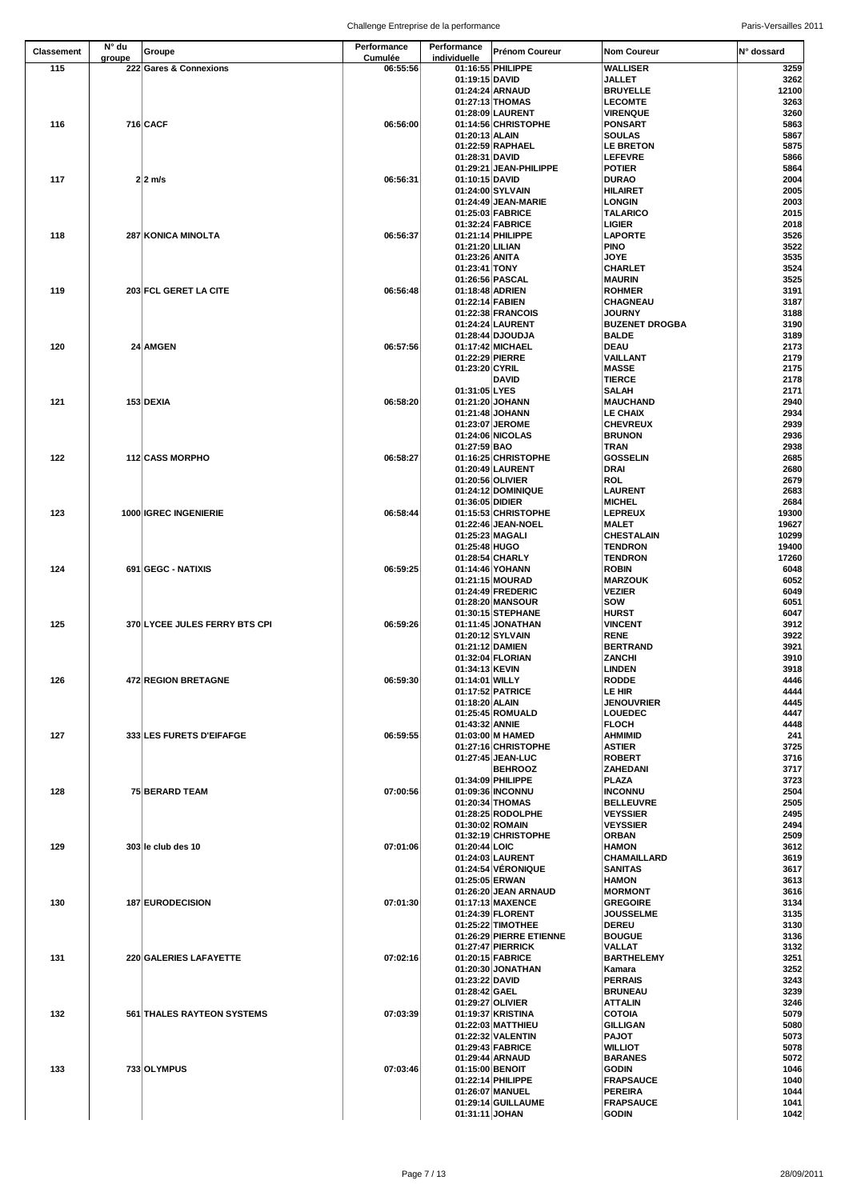| Classement | N° du groupe | Groupe | Performance Cumulée | Performance individuelle | Prénom Coureur | Nom Coureur | N° dossard |
|---|---|---|---|---|---|---|---|
| 115 | 222 | Gares & Connexions | 06:55:56 | 01:16:55 | PHILIPPE | WALLISER | 3259 |
| | | | | 01:19:15 | DAVID | JALLET | 3262 |
| | | | | 01:24:24 | ARNAUD | BRUYELLE | 12100 |
| | | | | 01:27:13 | THOMAS | LECOMTE | 3263 |
| | | | | 01:28:09 | LAURENT | VIRENQUE | 3260 |
| 116 | 716 | CACF | 06:56:00 | 01:14:56 | CHRISTOPHE | PONSART | 5863 |
| | | | | 01:20:13 | ALAIN | SOULAS | 5867 |
| | | | | 01:22:59 | RAPHAEL | LE BRETON | 5875 |
| | | | | 01:28:31 | DAVID | LEFEVRE | 5866 |
| | | | | 01:29:21 | JEAN-PHILIPPE | POTIER | 5864 |
| 117 | 2 | 2 m/s | 06:56:31 | 01:10:15 | DAVID | DURAO | 2004 |
| | | | | 01:24:00 | SYLVAIN | HILAIRET | 2005 |
| | | | | 01:24:49 | JEAN-MARIE | LONGIN | 2003 |
| | | | | 01:25:03 | FABRICE | TALARICO | 2015 |
| | | | | 01:32:24 | FABRICE | LIGIER | 2018 |
| 118 | 287 | KONICA MINOLTA | 06:56:37 | 01:21:14 | PHILIPPE | LAPORTE | 3526 |
| | | | | 01:21:20 | LILIAN | PINO | 3522 |
| | | | | 01:23:26 | ANITA | JOYE | 3535 |
| | | | | 01:23:41 | TONY | CHARLET | 3524 |
| | | | | 01:26:56 | PASCAL | MAURIN | 3525 |
| 119 | 203 | FCL GERET LA CITE | 06:56:48 | 01:18:48 | ADRIEN | ROHMER | 3191 |
| | | | | 01:22:14 | FABIEN | CHAGNEAU | 3187 |
| | | | | 01:22:38 | FRANCOIS | JOURNY | 3188 |
| | | | | 01:24:24 | LAURENT | BUZENET DROGBA | 3190 |
| | | | | 01:28:44 | DJOUDJA | BALDE | 3189 |
| 120 | 24 | AMGEN | 06:57:56 | 01:17:42 | MICHAEL | DEAU | 2173 |
| | | | | 01:22:29 | PIERRE | VAILLANT | 2179 |
| | | | | 01:23:20 | CYRIL | MASSE | 2175 |
| | | | | | DAVID | TIERCE | 2178 |
| | | | | 01:31:05 | LYES | SALAH | 2171 |
| 121 | 153 | DEXIA | 06:58:20 | 01:21:20 | JOHANN | MAUCHAND | 2940 |
| | | | | 01:21:48 | JOHANN | LE CHAIX | 2934 |
| | | | | 01:23:07 | JEROME | CHEVREUX | 2939 |
| | | | | 01:24:06 | NICOLAS | BRUNON | 2936 |
| | | | | 01:27:59 | BAO | TRAN | 2938 |
| 122 | 112 | CASS MORPHO | 06:58:27 | 01:16:25 | CHRISTOPHE | GOSSELIN | 2685 |
| | | | | 01:20:49 | LAURENT | DRAI | 2680 |
| | | | | 01:20:56 | OLIVIER | ROL | 2679 |
| | | | | 01:24:12 | DOMINIQUE | LAURENT | 2683 |
| | | | | 01:36:05 | DIDIER | MICHEL | 2684 |
| 123 | 1000 | IGREC INGENIERIE | 06:58:44 | 01:15:53 | CHRISTOPHE | LEPREUX | 19300 |
| | | | | 01:22:46 | JEAN-NOEL | MALET | 19627 |
| | | | | 01:25:23 | MAGALI | CHESTALAIN | 10299 |
| | | | | 01:25:48 | HUGO | TENDRON | 19400 |
| | | | | 01:28:54 | CHARLY | TENDRON | 17260 |
| 124 | 691 | GEGC - NATIXIS | 06:59:25 | 01:14:46 | YOHANN | ROBIN | 6048 |
| | | | | 01:21:15 | MOURAD | MARZOUK | 6052 |
| | | | | 01:24:49 | FREDERIC | VEZIER | 6049 |
| | | | | 01:28:20 | MANSOUR | SOW | 6051 |
| | | | | 01:30:15 | STEPHANE | HURST | 6047 |
| 125 | 370 | LYCEE JULES FERRY BTS CPI | 06:59:26 | 01:11:45 | JONATHAN | VINCENT | 3912 |
| | | | | 01:20:12 | SYLVAIN | RENE | 3922 |
| | | | | 01:21:12 | DAMIEN | BERTRAND | 3921 |
| | | | | 01:32:04 | FLORIAN | ZANCHI | 3910 |
| | | | | 01:34:13 | KEVIN | LINDEN | 3918 |
| 126 | 472 | REGION BRETAGNE | 06:59:30 | 01:14:01 | WILLY | RODDE | 4446 |
| | | | | 01:17:52 | PATRICE | LE HIR | 4444 |
| | | | | 01:18:20 | ALAIN | JENOUVRIER | 4445 |
| | | | | 01:25:45 | ROMUALD | LOUEDEC | 4447 |
| | | | | 01:43:32 | ANNIE | FLOCH | 4448 |
| 127 | 333 | LES FURETS D'EIFAFGE | 06:59:55 | 01:03:00 | M HAMED | AHMIMID | 241 |
| | | | | 01:27:16 | CHRISTOPHE | ASTIER | 3725 |
| | | | | 01:27:45 | JEAN-LUC | ROBERT | 3716 |
| | | | | | BEHROOZ | ZAHEDANI | 3717 |
| | | | | 01:34:09 | PHILIPPE | PLAZA | 3723 |
| 128 | 75 | BERARD TEAM | 07:00:56 | 01:09:36 | INCONNU | INCONNU | 2504 |
| | | | | 01:20:34 | THOMAS | BELLEUVRE | 2505 |
| | | | | 01:28:25 | RODOLPHE | VEYSSIER | 2495 |
| | | | | 01:30:02 | ROMAIN | VEYSSIER | 2494 |
| | | | | 01:32:19 | CHRISTOPHE | ORBAN | 2509 |
| 129 | 303 | le club des 10 | 07:01:06 | 01:20:44 | LOIC | HAMON | 3612 |
| | | | | 01:24:03 | LAURENT | CHAMAILLARD | 3619 |
| | | | | 01:24:54 | VÉRONIQUE | SANITAS | 3617 |
| | | | | 01:25:05 | ERWAN | HAMON | 3613 |
| | | | | 01:26:20 | JEAN ARNAUD | MORMONT | 3616 |
| 130 | 187 | EURODECISION | 07:01:30 | 01:17:13 | MAXENCE | GREGOIRE | 3134 |
| | | | | 01:24:39 | FLORENT | JOUSSELME | 3135 |
| | | | | 01:25:22 | TIMOTHEE | DEREU | 3130 |
| | | | | 01:26:29 | PIERRE ETIENNE | BOUGUE | 3136 |
| | | | | 01:27:47 | PIERRICK | VALLAT | 3132 |
| 131 | 220 | GALERIES LAFAYETTE | 07:02:16 | 01:20:15 | FABRICE | BARTHELEMY | 3251 |
| | | | | 01:20:30 | JONATHAN | Kamara | 3252 |
| | | | | 01:23:22 | DAVID | PERRAIS | 3243 |
| | | | | 01:28:42 | GAEL | BRUNEAU | 3239 |
| | | | | 01:29:27 | OLIVIER | ATTALIN | 3246 |
| 132 | 561 | THALES RAYTEON SYSTEMS | 07:03:39 | 01:19:37 | KRISTINA | COTOIA | 5079 |
| | | | | 01:22:03 | MATTHIEU | GILLIGAN | 5080 |
| | | | | 01:22:32 | VALENTIN | PAJOT | 5073 |
| | | | | 01:29:43 | FABRICE | WILLIOT | 5078 |
| | | | | 01:29:44 | ARNAUD | BARANES | 5072 |
| 133 | 733 | OLYMPUS | 07:03:46 | 01:15:00 | BENOIT | GODIN | 1046 |
| | | | | 01:22:14 | PHILIPPE | FRAPSAUCE | 1040 |
| | | | | 01:26:07 | MANUEL | PEREIRA | 1044 |
| | | | | 01:29:14 | GUILLAUME | FRAPSAUCE | 1041 |
| | | | | 01:31:11 | JOHAN | GODIN | 1042 |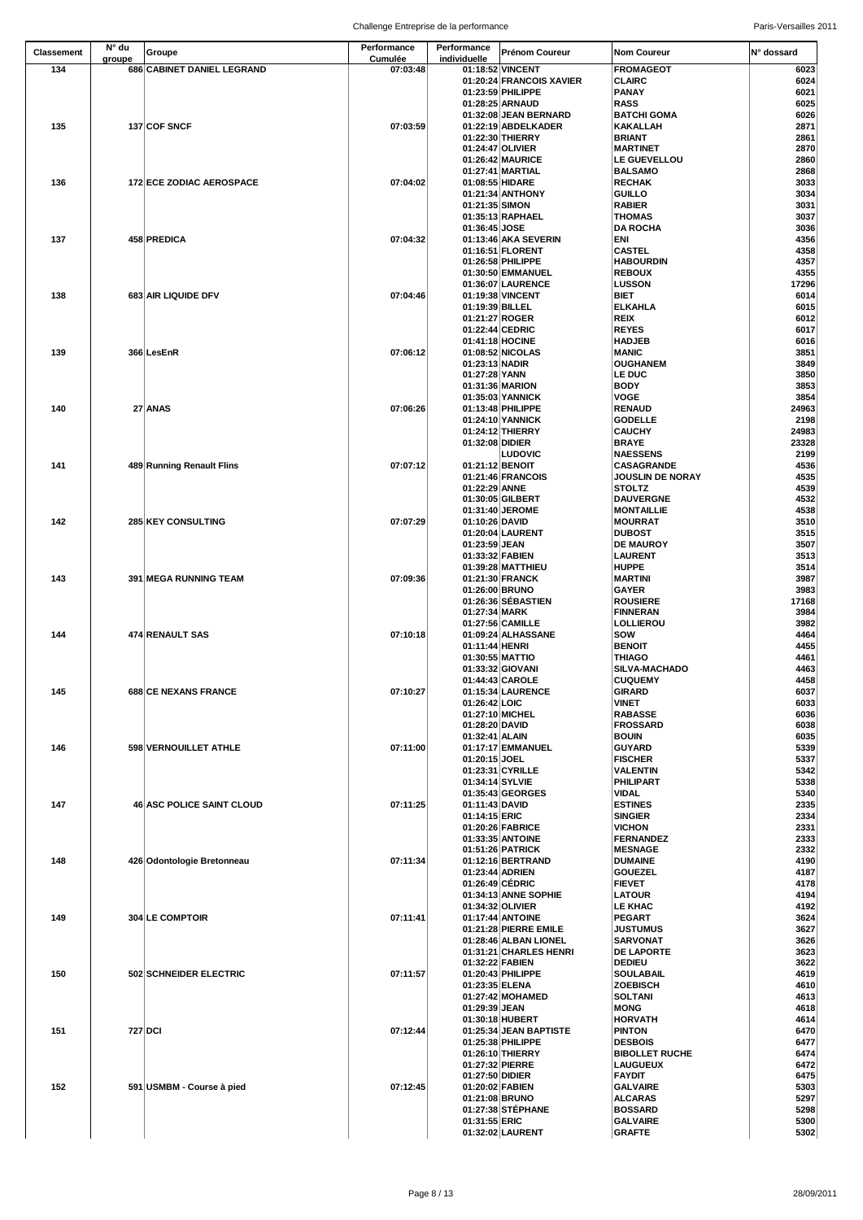| Classement | N° du groupe | Groupe | Performance Cumulée | Performance individuelle | Prénom Coureur | Nom Coureur | N° dossard |
|---|---|---|---|---|---|---|---|
| 134 | 686 | CABINET DANIEL LEGRAND | 07:03:48 | 01:18:52 | VINCENT | FROMAGEOT | 6023 |
| | | | | 01:20:24 | FRANCOIS XAVIER | CLAIRC | 6024 |
| | | | | 01:23:59 | PHILIPPE | PANAY | 6021 |
| | | | | 01:28:25 | ARNAUD | RASS | 6025 |
| | | | | 01:32:08 | JEAN BERNARD | BATCHI GOMA | 6026 |
| 135 | 137 | COF SNCF | 07:03:59 | 01:22:19 | ABDELKADER | KAKALLAH | 2871 |
| | | | | 01:22:30 | THIERRY | BRIANT | 2861 |
| | | | | 01:24:47 | OLIVIER | MARTINET | 2870 |
| | | | | 01:26:42 | MAURICE | LE GUEVELLOU | 2860 |
| | | | | 01:27:41 | MARTIAL | BALSAMO | 2868 |
| 136 | 172 | ECE ZODIAC AEROSPACE | 07:04:02 | 01:08:55 | HIDARE | RECHAK | 3033 |
| | | | | 01:21:34 | ANTHONY | GUILLO | 3034 |
| | | | | 01:21:35 | SIMON | RABIER | 3031 |
| | | | | 01:35:13 | RAPHAEL | THOMAS | 3037 |
| | | | | 01:36:45 | JOSE | DA ROCHA | 3036 |
| 137 | 458 | PREDICA | 07:04:32 | 01:13:46 | AKA SEVERIN | ENI | 4356 |
| | | | | 01:16:51 | FLORENT | CASTEL | 4358 |
| | | | | 01:26:58 | PHILIPPE | HABOURDIN | 4357 |
| | | | | 01:30:50 | EMMANUEL | REBOUX | 4355 |
| | | | | 01:36:07 | LAURENCE | LUSSON | 17296 |
| 138 | 683 | AIR LIQUIDE DFV | 07:04:46 | 01:19:38 | VINCENT | BIET | 6014 |
| | | | | 01:19:39 | BILLEL | ELKAHLA | 6015 |
| | | | | 01:21:27 | ROGER | REIX | 6012 |
| | | | | 01:22:44 | CEDRIC | REYES | 6017 |
| | | | | 01:41:18 | HOCINE | HADJEB | 6016 |
| 139 | 366 | LesEnR | 07:06:12 | 01:08:52 | NICOLAS | MANIC | 3851 |
| | | | | 01:23:13 | NADIR | OUGHANEM | 3849 |
| | | | | 01:27:28 | YANN | LE DUC | 3850 |
| | | | | 01:31:36 | MARION | BODY | 3853 |
| | | | | 01:35:03 | YANNICK | VOGE | 3854 |
| 140 | 27 | ANAS | 07:06:26 | 01:13:48 | PHILIPPE | RENAUD | 24963 |
| | | | | 01:24:10 | YANNICK | GODELLE | 2198 |
| | | | | 01:24:12 | THIERRY | CAUCHY | 24983 |
| | | | | 01:32:08 | DIDIER | BRAYE | 23328 |
| | | | | | LUDOVIC | NAESSENS | 2199 |
| 141 | 489 | Running Renault Flins | 07:07:12 | 01:21:12 | BENOIT | CASAGRANDE | 4536 |
| | | | | 01:21:46 | FRANCOIS | JOUSLIN DE NORAY | 4535 |
| | | | | 01:22:29 | ANNE | STOLTZ | 4539 |
| | | | | 01:30:05 | GILBERT | DAUVERGNE | 4532 |
| | | | | 01:31:40 | JEROME | MONTAILLIE | 4538 |
| 142 | 285 | KEY CONSULTING | 07:07:29 | 01:10:26 | DAVID | MOURRAT | 3510 |
| | | | | 01:20:04 | LAURENT | DUBOST | 3515 |
| | | | | 01:23:59 | JEAN | DE MAUROY | 3507 |
| | | | | 01:33:32 | FABIEN | LAURENT | 3513 |
| | | | | 01:39:28 | MATTHIEU | HUPPE | 3514 |
| 143 | 391 | MEGA RUNNING TEAM | 07:09:36 | 01:21:30 | FRANCK | MARTINI | 3987 |
| | | | | 01:26:00 | BRUNO | GAYER | 3983 |
| | | | | 01:26:36 | SÉBASTIEN | ROUSIERE | 17168 |
| | | | | 01:27:34 | MARK | FINNERAN | 3984 |
| | | | | 01:27:56 | CAMILLE | LOLLIEROU | 3982 |
| 144 | 474 | RENAULT SAS | 07:10:18 | 01:09:24 | ALHASSANE | SOW | 4464 |
| | | | | 01:11:44 | HENRI | BENOIT | 4455 |
| | | | | 01:30:55 | MATTIO | THIAGO | 4461 |
| | | | | 01:33:32 | GIOVANI | SILVA-MACHADO | 4463 |
| | | | | 01:44:43 | CAROLE | CUQUEMY | 4458 |
| 145 | 688 | CE NEXANS FRANCE | 07:10:27 | 01:15:34 | LAURENCE | GIRARD | 6037 |
| | | | | 01:26:42 | LOIC | VINET | 6033 |
| | | | | 01:27:10 | MICHEL | RABASSE | 6036 |
| | | | | 01:28:20 | DAVID | FROSSARD | 6038 |
| | | | | 01:32:41 | ALAIN | BOUIN | 6035 |
| 146 | 598 | VERNOUILLET ATHLE | 07:11:00 | 01:17:17 | EMMANUEL | GUYARD | 5339 |
| | | | | 01:20:15 | JOEL | FISCHER | 5337 |
| | | | | 01:23:31 | CYRILLE | VALENTIN | 5342 |
| | | | | 01:34:14 | SYLVIE | PHILIPART | 5338 |
| | | | | 01:35:43 | GEORGES | VIDAL | 5340 |
| 147 | 46 | ASC POLICE SAINT CLOUD | 07:11:25 | 01:11:43 | DAVID | ESTINES | 2335 |
| | | | | 01:14:15 | ERIC | SINGIER | 2334 |
| | | | | 01:20:26 | FABRICE | VICHON | 2331 |
| | | | | 01:33:35 | ANTOINE | FERNANDEZ | 2333 |
| | | | | 01:51:26 | PATRICK | MESNAGE | 2332 |
| 148 | 426 | Odontologie Bretonneau | 07:11:34 | 01:12:16 | BERTRAND | DUMAINE | 4190 |
| | | | | 01:23:44 | ADRIEN | GOUEZEL | 4187 |
| | | | | 01:26:49 | CÉDRIC | FIEVET | 4178 |
| | | | | 01:34:13 | ANNE SOPHIE | LATOUR | 4194 |
| | | | | 01:34:32 | OLIVIER | LE KHAC | 4192 |
| 149 | 304 | LE COMPTOIR | 07:11:41 | 01:17:44 | ANTOINE | PEGART | 3624 |
| | | | | 01:21:28 | PIERRE EMILE | JUSTUMUS | 3627 |
| | | | | 01:28:46 | ALBAN LIONEL | SARVONAT | 3626 |
| | | | | 01:31:21 | CHARLES HENRI | DE LAPORTE | 3623 |
| | | | | 01:32:22 | FABIEN | DEDIEU | 3622 |
| 150 | 502 | SCHNEIDER ELECTRIC | 07:11:57 | 01:20:43 | PHILIPPE | SOULABAIL | 4619 |
| | | | | 01:23:35 | ELENA | ZOEBISCH | 4610 |
| | | | | 01:27:42 | MOHAMED | SOLTANI | 4613 |
| | | | | 01:29:39 | JEAN | MONG | 4618 |
| | | | | 01:30:18 | HUBERT | HORVATH | 4614 |
| 151 | 727 | DCI | 07:12:44 | 01:25:34 | JEAN BAPTISTE | PINTON | 6470 |
| | | | | 01:25:38 | PHILIPPE | DESBOIS | 6477 |
| | | | | 01:26:10 | THIERRY | BIBOLLET RUCHE | 6474 |
| | | | | 01:27:32 | PIERRE | LAUGUEUX | 6472 |
| | | | | 01:27:50 | DIDIER | FAYDIT | 6475 |
| 152 | 591 | USMBM - Course à pied | 07:12:45 | 01:20:02 | FABIEN | GALVAIRE | 5303 |
| | | | | 01:21:08 | BRUNO | ALCARAS | 5297 |
| | | | | 01:27:38 | STÉPHANE | BOSSARD | 5298 |
| | | | | 01:31:55 | ERIC | GALVAIRE | 5300 |
| | | | | 01:32:02 | LAURENT | GRAFTE | 5302 |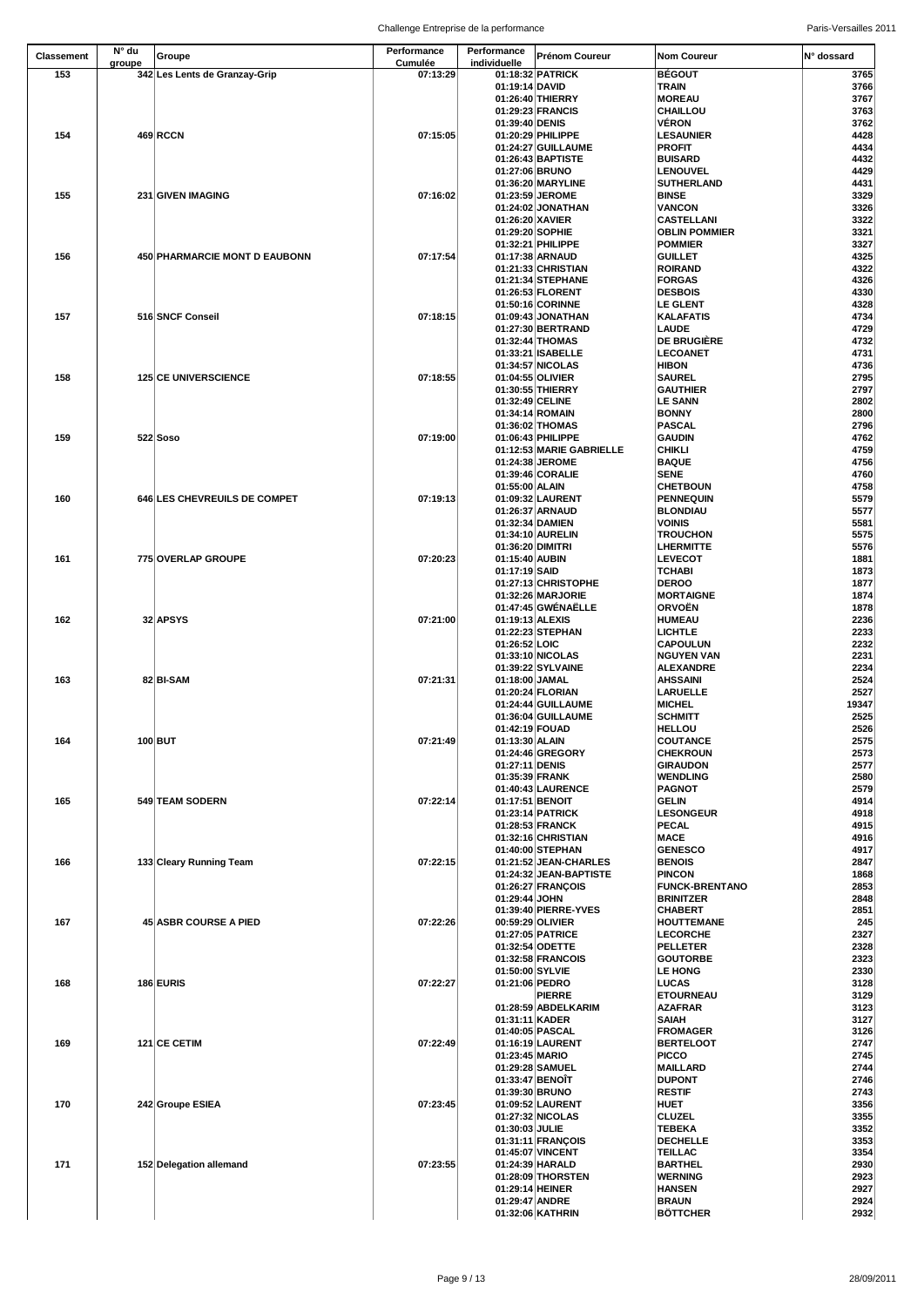| Classement | N° du groupe | Groupe | Performance Cumulée | Performance individuelle | Prénom Coureur | Nom Coureur | N° dossard |
|---|---|---|---|---|---|---|---|
| 153 | 342 | Les Lents de Granzay-Grip | 07:13:29 | 01:18:32 | PATRICK | BÉGOUT | 3765 |
| | | | | 01:19:14 | DAVID | TRAIN | 3766 |
| | | | | 01:26:40 | THIERRY | MOREAU | 3767 |
| | | | | 01:29:23 | FRANCIS | CHAILLOU | 3763 |
| | | | | 01:39:40 | DENIS | VÉRON | 3762 |
| 154 | 469 | RCCN | 07:15:05 | 01:20:29 | PHILIPPE | LESAUNIER | 4428 |
| | | | | 01:24:27 | GUILLAUME | PROFIT | 4434 |
| | | | | 01:26:43 | BAPTISTE | BUISARD | 4432 |
| | | | | 01:27:06 | BRUNO | LENOUVEL | 4429 |
| | | | | 01:36:20 | MARYLINE | SUTHERLAND | 4431 |
| 155 | 231 | GIVEN IMAGING | 07:16:02 | 01:23:59 | JEROME | BINSE | 3329 |
| | | | | 01:24:02 | JONATHAN | VANCON | 3326 |
| | | | | 01:26:20 | XAVIER | CASTELLANI | 3322 |
| | | | | 01:29:20 | SOPHIE | OBLIN POMMIER | 3321 |
| | | | | 01:32:21 | PHILIPPE | POMMIER | 3327 |
| 156 | 450 | PHARMARCIE MONT D EAUBONN | 07:17:54 | 01:17:38 | ARNAUD | GUILLET | 4325 |
| | | | | 01:21:33 | CHRISTIAN | ROIRAND | 4322 |
| | | | | 01:21:34 | STEPHANE | FORGAS | 4326 |
| | | | | 01:26:53 | FLORENT | DESBOIS | 4330 |
| | | | | 01:50:16 | CORINNE | LE GLENT | 4328 |
| 157 | 516 | SNCF Conseil | 07:18:15 | 01:09:43 | JONATHAN | KALAFATIS | 4734 |
| | | | | 01:27:30 | BERTRAND | LAUDE | 4729 |
| | | | | 01:32:44 | THOMAS | DE BRUGIÈRE | 4732 |
| | | | | 01:33:21 | ISABELLE | LECOANET | 4731 |
| | | | | 01:34:57 | NICOLAS | HIBON | 4736 |
| 158 | 125 | CE UNIVERSCIENCE | 07:18:55 | 01:04:55 | OLIVIER | SAUREL | 2795 |
| | | | | 01:30:55 | THIERRY | GAUTHIER | 2797 |
| | | | | 01:32:49 | CELINE | LE SANN | 2802 |
| | | | | 01:34:14 | ROMAIN | BONNY | 2800 |
| | | | | 01:36:02 | THOMAS | PASCAL | 2796 |
| 159 | 522 | Soso | 07:19:00 | 01:06:43 | PHILIPPE | GAUDIN | 4762 |
| | | | | 01:12:53 | MARIE GABRIELLE | CHIKLI | 4759 |
| | | | | 01:24:38 | JEROME | BAQUE | 4756 |
| | | | | 01:39:46 | CORALIE | SENE | 4760 |
| | | | | 01:55:00 | ALAIN | CHETBOUN | 4758 |
| 160 | 646 | LES CHEVREUILS DE COMPET | 07:19:13 | 01:09:32 | LAURENT | PENNEQUIN | 5579 |
| | | | | 01:26:37 | ARNAUD | BLONDIAU | 5577 |
| | | | | 01:32:34 | DAMIEN | VOINIS | 5581 |
| | | | | 01:34:10 | AURELIN | TROUCHON | 5575 |
| | | | | 01:36:20 | DIMITRI | LHERMITTE | 5576 |
| 161 | 775 | OVERLAP GROUPE | 07:20:23 | 01:15:40 | AUBIN | LEVECOT | 1881 |
| | | | | 01:17:19 | SAID | TCHABI | 1873 |
| | | | | 01:27:13 | CHRISTOPHE | DEROO | 1877 |
| | | | | 01:32:26 | MARJORIE | MORTAIGNE | 1874 |
| | | | | 01:47:45 | GWÉNAËLLE | ORVOËN | 1878 |
| 162 | 32 | APSYS | 07:21:00 | 01:19:13 | ALEXIS | HUMEAU | 2236 |
| | | | | 01:22:23 | STEPHAN | LICHTLE | 2233 |
| | | | | 01:26:52 | LOIC | CAPOULUN | 2232 |
| | | | | 01:33:10 | NICOLAS | NGUYEN VAN | 2231 |
| | | | | 01:39:22 | SYLVAINE | ALEXANDRE | 2234 |
| 163 | 82 | BI-SAM | 07:21:31 | 01:18:00 | JAMAL | AHSSAINI | 2524 |
| | | | | 01:20:24 | FLORIAN | LARUELLE | 2527 |
| | | | | 01:24:44 | GUILLAUME | MICHEL | 19347 |
| | | | | 01:36:04 | GUILLAUME | SCHMITT | 2525 |
| | | | | 01:42:19 | FOUAD | HELLOU | 2526 |
| 164 | 100 | BUT | 07:21:49 | 01:13:30 | ALAIN | COUTANCE | 2575 |
| | | | | 01:24:46 | GREGORY | CHEKROUN | 2573 |
| | | | | 01:27:11 | DENIS | GIRAUDON | 2577 |
| | | | | 01:35:39 | FRANK | WENDLING | 2580 |
| | | | | 01:40:43 | LAURENCE | PAGNOT | 2579 |
| 165 | 549 | TEAM SODERN | 07:22:14 | 01:17:51 | BENOIT | GELIN | 4914 |
| | | | | 01:23:14 | PATRICK | LESONGEUR | 4918 |
| | | | | 01:28:53 | FRANCK | PECAL | 4915 |
| | | | | 01:32:16 | CHRISTIAN | MACE | 4916 |
| | | | | 01:40:00 | STEPHAN | GENESCO | 4917 |
| 166 | 133 | Cleary Running Team | 07:22:15 | 01:21:52 | JEAN-CHARLES | BENOIS | 2847 |
| | | | | 01:24:32 | JEAN-BAPTISTE | PINCON | 1868 |
| | | | | 01:26:27 | FRANÇOIS | FUNCK-BRENTANO | 2853 |
| | | | | 01:29:44 | JOHN | BRINITZER | 2848 |
| | | | | 01:39:40 | PIERRE-YVES | CHABERT | 2851 |
| 167 | 45 | ASBR COURSE A PIED | 07:22:26 | 00:59:29 | OLIVIER | HOUTTEMANE | 245 |
| | | | | 01:27:05 | PATRICE | LECORCHE | 2327 |
| | | | | 01:32:54 | ODETTE | PELLETER | 2328 |
| | | | | 01:32:58 | FRANCOIS | GOUTORBE | 2323 |
| | | | | 01:50:00 | SYLVIE | LE HONG | 2330 |
| 168 | 186 | EURIS | 07:22:27 | 01:21:06 | PEDRO | LUCAS | 3128 |
| | | | | | PIERRE | ETOURNEAU | 3129 |
| | | | | 01:28:59 | ABDELKARIM | AZAFRAR | 3123 |
| | | | | 01:31:11 | KADER | SAIAH | 3127 |
| | | | | 01:40:05 | PASCAL | FROMAGER | 3126 |
| 169 | 121 | CE CETIM | 07:22:49 | 01:16:19 | LAURENT | BERTELOOT | 2747 |
| | | | | 01:23:45 | MARIO | PICCO | 2745 |
| | | | | 01:29:28 | SAMUEL | MAILLARD | 2744 |
| | | | | 01:33:47 | BENOÎT | DUPONT | 2746 |
| | | | | 01:39:30 | BRUNO | RESTIF | 2743 |
| 170 | 242 | Groupe ESIEA | 07:23:45 | 01:09:52 | LAURENT | HUET | 3356 |
| | | | | 01:27:32 | NICOLAS | CLUZEL | 3355 |
| | | | | 01:30:03 | JULIE | TEBEKA | 3352 |
| | | | | 01:31:11 | FRANÇOIS | DECHELLE | 3353 |
| | | | | 01:45:07 | VINCENT | TEILLAC | 3354 |
| 171 | 152 | Delegation allemand | 07:23:55 | 01:24:39 | HARALD | BARTHEL | 2930 |
| | | | | 01:28:09 | THORSTEN | WERNING | 2923 |
| | | | | 01:29:14 | HEINER | HANSEN | 2927 |
| | | | | 01:29:47 | ANDRE | BRAUN | 2924 |
| | | | | 01:32:06 | KATHRIN | BÖTTCHER | 2932 |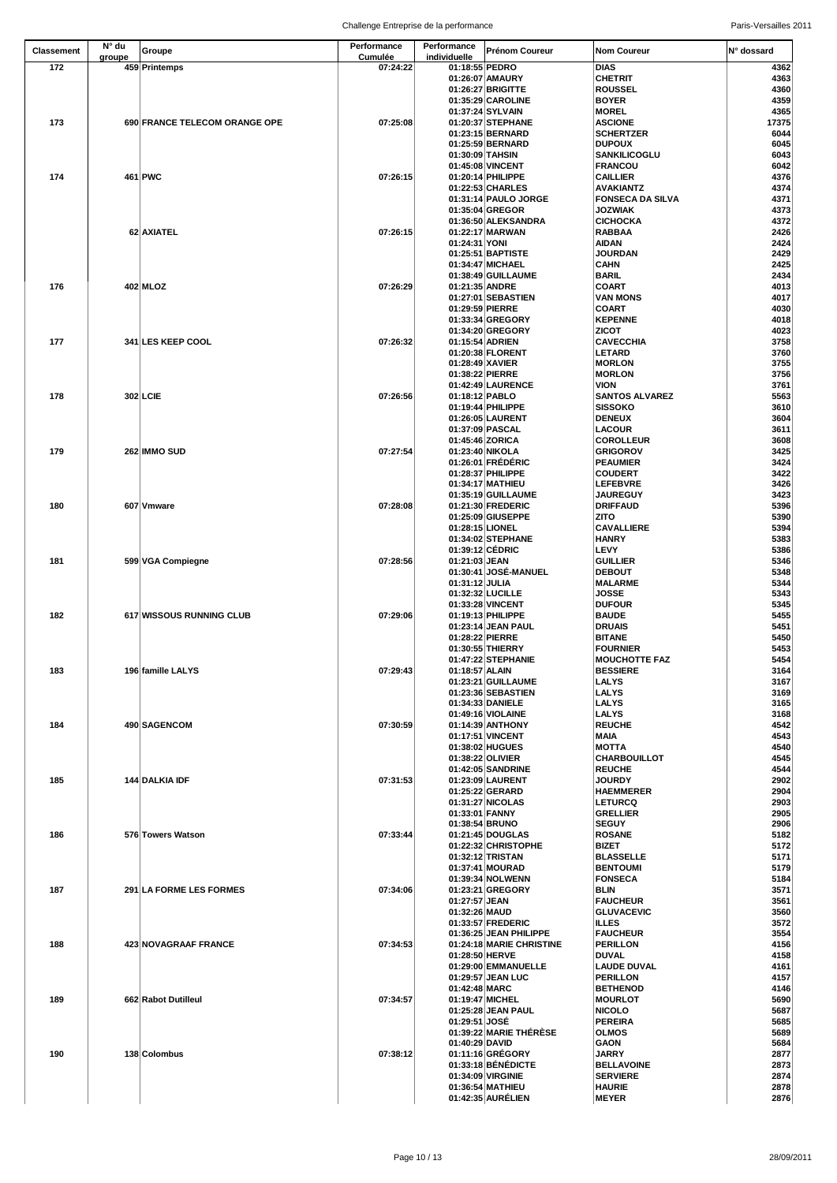| Classement | N° du groupe | Groupe | Performance Cumulée | Performance individuelle | Prénom Coureur | Nom Coureur | N° dossard |
|---|---|---|---|---|---|---|---|
| 172 | 459 | Printemps | 07:24:22 | 01:18:55 | PEDRO | DIAS | 4362 |
| | | | | 01:26:07 | AMAURY | CHETRIT | 4363 |
| | | | | 01:26:27 | BRIGITTE | ROUSSEL | 4360 |
| | | | | 01:35:29 | CAROLINE | BOYER | 4359 |
| | | | | 01:37:24 | SYLVAIN | MOREL | 4365 |
| 173 | 690 | FRANCE TELECOM ORANGE OPE | 07:25:08 | 01:20:37 | STEPHANE | ASCIONE | 17375 |
| | | | | 01:23:15 | BERNARD | SCHERTZER | 6044 |
| | | | | 01:25:59 | BERNARD | DUPOUX | 6045 |
| | | | | 01:30:09 | TAHSIN | SANKILICOGLU | 6043 |
| | | | | 01:45:08 | VINCENT | FRANCOU | 6042 |
| 174 | 461 | PWC | 07:26:15 | 01:20:14 | PHILIPPE | CAILLIER | 4376 |
| | | | | 01:22:53 | CHARLES | AVAKIANTZ | 4374 |
| | | | | 01:31:14 | PAULO JORGE | FONSECA DA SILVA | 4371 |
| | | | | 01:35:04 | GREGOR | JOZWIAK | 4373 |
| | | | | 01:36:50 | ALEKSANDRA | CICHOCKA | 4372 |
| | 62 | AXIATEL | 07:26:15 | 01:22:17 | MARWAN | RABBAA | 2426 |
| | | | | 01:24:31 | YONI | AIDAN | 2424 |
| | | | | 01:25:51 | BAPTISTE | JOURDAN | 2429 |
| | | | | 01:34:47 | MICHAEL | CAHN | 2425 |
| | | | | 01:38:49 | GUILLAUME | BARIL | 2434 |
| 176 | 402 | MLOZ | 07:26:29 | 01:21:35 | ANDRE | COART | 4013 |
| | | | | 01:27:01 | SEBASTIEN | VAN MONS | 4017 |
| | | | | 01:29:59 | PIERRE | COART | 4030 |
| | | | | 01:33:34 | GREGORY | KEPENNE | 4018 |
| | | | | 01:34:20 | GREGORY | ZICOT | 4023 |
| 177 | 341 | LES KEEP COOL | 07:26:32 | 01:15:54 | ADRIEN | CAVECCHIA | 3758 |
| | | | | 01:20:38 | FLORENT | LETARD | 3760 |
| | | | | 01:28:49 | XAVIER | MORLON | 3755 |
| | | | | 01:38:22 | PIERRE | MORLON | 3756 |
| | | | | 01:42:49 | LAURENCE | VION | 3761 |
| 178 | 302 | LCIE | 07:26:56 | 01:18:12 | PABLO | SANTOS ALVAREZ | 5563 |
| | | | | 01:19:44 | PHILIPPE | SISSOKO | 3610 |
| | | | | 01:26:05 | LAURENT | DENEUX | 3604 |
| | | | | 01:37:09 | PASCAL | LACOUR | 3611 |
| | | | | 01:45:46 | ZORICA | COROLLEUR | 3608 |
| 179 | 262 | IMMO SUD | 07:27:54 | 01:23:40 | NIKOLA | GRIGOROV | 3425 |
| | | | | 01:26:01 | FRÉDÉRIC | PEAUMIER | 3424 |
| | | | | 01:28:37 | PHILIPPE | COUDERT | 3422 |
| | | | | 01:34:17 | MATHIEU | LEFEBVRE | 3426 |
| | | | | 01:35:19 | GUILLAUME | JAUREGUY | 3423 |
| 180 | 607 | Vmware | 07:28:08 | 01:21:30 | FREDERIC | DRIFFAUD | 5396 |
| | | | | 01:25:09 | GIUSEPPE | ZITO | 5390 |
| | | | | 01:28:15 | LIONEL | CAVALLIERE | 5394 |
| | | | | 01:34:02 | STEPHANE | HANRY | 5383 |
| | | | | 01:39:12 | CÉDRIC | LEVY | 5386 |
| 181 | 599 | VGA Compiegne | 07:28:56 | 01:21:03 | JEAN | GUILLIER | 5346 |
| | | | | 01:30:41 | JOSÉ-MANUEL | DEBOUT | 5348 |
| | | | | 01:31:12 | JULIA | MALARME | 5344 |
| | | | | 01:32:32 | LUCILLE | JOSSE | 5343 |
| | | | | 01:33:28 | VINCENT | DUFOUR | 5345 |
| 182 | 617 | WISSOUS RUNNING CLUB | 07:29:06 | 01:19:13 | PHILIPPE | BAUDE | 5455 |
| | | | | 01:23:14 | JEAN PAUL | DRUAIS | 5451 |
| | | | | 01:28:22 | PIERRE | BITANE | 5450 |
| | | | | 01:30:55 | THIERRY | FOURNIER | 5453 |
| | | | | 01:47:22 | STEPHANIE | MOUCHOTTE FAZ | 5454 |
| 183 | 196 | famille LALYS | 07:29:43 | 01:18:57 | ALAIN | BESSIERE | 3164 |
| | | | | 01:23:21 | GUILLAUME | LALYS | 3167 |
| | | | | 01:23:36 | SEBASTIEN | LALYS | 3169 |
| | | | | 01:34:33 | DANIELE | LALYS | 3165 |
| | | | | 01:49:16 | VIOLAINE | LALYS | 3168 |
| 184 | 490 | SAGENCOM | 07:30:59 | 01:14:39 | ANTHONY | REUCHE | 4542 |
| | | | | 01:17:51 | VINCENT | MAIA | 4543 |
| | | | | 01:38:02 | HUGUES | MOTTA | 4540 |
| | | | | 01:38:22 | OLIVIER | CHARBOUILLOT | 4545 |
| | | | | 01:42:05 | SANDRINE | REUCHE | 4544 |
| 185 | 144 | DALKIA IDF | 07:31:53 | 01:23:09 | LAURENT | JOURDY | 2902 |
| | | | | 01:25:22 | GERARD | HAEMMERER | 2904 |
| | | | | 01:31:27 | NICOLAS | LETURCQ | 2903 |
| | | | | 01:33:01 | FANNY | GRELLIER | 2905 |
| | | | | 01:38:54 | BRUNO | SEGUY | 2906 |
| 186 | 576 | Towers Watson | 07:33:44 | 01:21:45 | DOUGLAS | ROSANE | 5182 |
| | | | | 01:22:32 | CHRISTOPHE | BIZET | 5172 |
| | | | | 01:32:12 | TRISTAN | BLASSELLE | 5171 |
| | | | | 01:37:41 | MOURAD | BENTOUMI | 5179 |
| | | | | 01:39:34 | NOLWENN | FONSECA | 5184 |
| 187 | 291 | LA FORME LES FORMES | 07:34:06 | 01:23:21 | GREGORY | BLIN | 3571 |
| | | | | 01:27:57 | JEAN | FAUCHEUR | 3561 |
| | | | | 01:32:26 | MAUD | GLUVACEVIC | 3560 |
| | | | | 01:33:57 | FREDERIC | ILLES | 3572 |
| | | | | 01:36:25 | JEAN PHILIPPE | FAUCHEUR | 3554 |
| 188 | 423 | NOVAGRAAF FRANCE | 07:34:53 | 01:24:18 | MARIE CHRISTINE | PERILLON | 4156 |
| | | | | 01:28:50 | HERVE | DUVAL | 4158 |
| | | | | 01:29:00 | EMMANUELLE | LAUDE DUVAL | 4161 |
| | | | | 01:29:57 | JEAN LUC | PERILLON | 4157 |
| | | | | 01:42:48 | MARC | BETHENOD | 4146 |
| 189 | 662 | Rabot Dutilleul | 07:34:57 | 01:19:47 | MICHEL | MOURLOT | 5690 |
| | | | | 01:25:28 | JEAN PAUL | NICOLO | 5687 |
| | | | | 01:29:51 | JOSÉ | PEREIRA | 5685 |
| | | | | 01:39:22 | MARIE THÉRÈSE | OLMOS | 5689 |
| | | | | 01:40:29 | DAVID | GAON | 5684 |
| 190 | 138 | Colombus | 07:38:12 | 01:11:16 | GRÉGORY | JARRY | 2877 |
| | | | | 01:33:18 | BÉNÉDICTE | BELLAVOINE | 2873 |
| | | | | 01:34:09 | VIRGINIE | SERVIERE | 2874 |
| | | | | 01:36:54 | MATHIEU | HAURIE | 2878 |
| | | | | 01:42:35 | AURÉLIEN | MEYER | 2876 |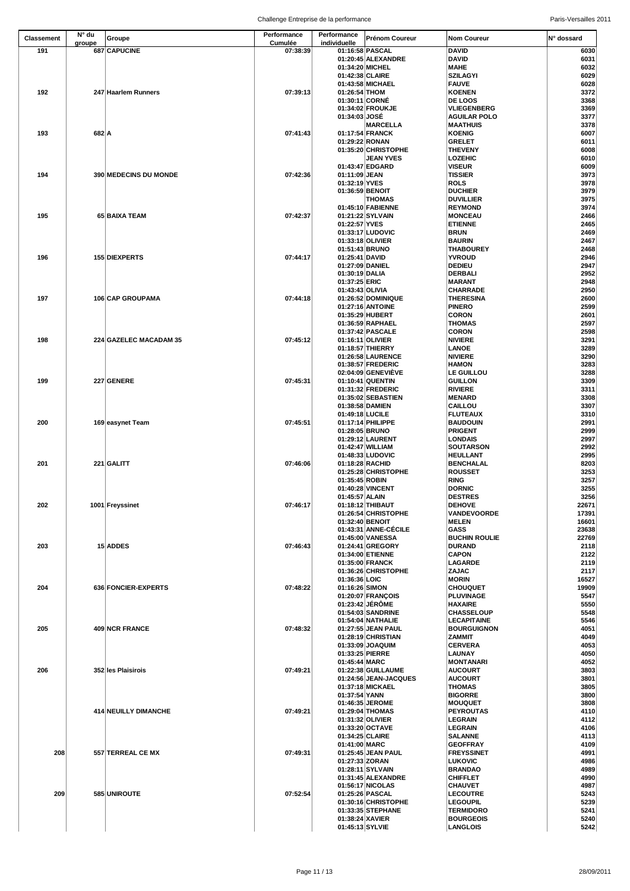| Classement | N° du groupe | Groupe | Performance Cumulée | Performance individuelle | Prénom Coureur | Nom Coureur | N° dossard |
|---|---|---|---|---|---|---|---|
| 191 | 687 | CAPUCINE | 07:38:39 | 01:16:58 | PASCAL | DAVID | 6030 |
| | | | | 01:20:45 | ALEXANDRE | DAVID | 6031 |
| | | | | 01:34:20 | MICHEL | MAHE | 6032 |
| | | | | 01:42:38 | CLAIRE | SZILAGYI | 6029 |
| | | | | 01:43:58 | MICHAEL | FAUVE | 6028 |
| 192 | 247 | Haarlem Runners | 07:39:13 | 01:26:54 | THOM | KOENEN | 3372 |
| | | | | 01:30:11 | CORNÉ | DE LOOS | 3368 |
| | | | | 01:34:02 | FROUKJE | VLIEGENBERG | 3369 |
| | | | | 01:34:03 | JOSÉ | AGUILAR POLO | 3377 |
| | | | | | MARCELLA | MAATHUIS | 3378 |
| 193 | 682 | A | 07:41:43 | 01:17:54 | FRANCK | KOENIG | 6007 |
| | | | | 01:29:22 | RONAN | GRELET | 6011 |
| | | | | 01:35:20 | CHRISTOPHE | THEVENY | 6008 |
| | | | | | JEAN YVES | LOZEHIC | 6010 |
| | | | | 01:43:47 | EDGARD | VISEUR | 6009 |
| 194 | 390 | MEDECINS DU MONDE | 07:42:36 | 01:11:09 | JEAN | TISSIER | 3973 |
| | | | | 01:32:19 | YVES | ROLS | 3978 |
| | | | | 01:36:59 | BENOIT | DUCHIER | 3979 |
| | | | | | THOMAS | DUVILLIER | 3975 |
| | | | | 01:45:10 | FABIENNE | REYMOND | 3974 |
| 195 | 65 | BAIXA TEAM | 07:42:37 | 01:21:22 | SYLVAIN | MONCEAU | 2466 |
| | | | | 01:22:57 | YVES | ETIENNE | 2465 |
| | | | | 01:33:17 | LUDOVIC | BRUN | 2469 |
| | | | | 01:33:18 | OLIVIER | BAURIN | 2467 |
| | | | | 01:51:43 | BRUNO | THABOUREY | 2468 |
| 196 | 155 | DIEXPERTS | 07:44:17 | 01:25:41 | DAVID | YVROUD | 2946 |
| | | | | 01:27:09 | DANIEL | DEDIEU | 2947 |
| | | | | 01:30:19 | DALIA | DERBALI | 2952 |
| | | | | 01:37:25 | ERIC | MARANT | 2948 |
| | | | | 01:43:43 | OLIVIA | CHARRADE | 2950 |
| 197 | 106 | CAP GROUPAMA | 07:44:18 | 01:26:52 | DOMINIQUE | THERESINA | 2600 |
| | | | | 01:27:16 | ANTOINE | PINERO | 2599 |
| | | | | 01:35:29 | HUBERT | CORON | 2601 |
| | | | | 01:36:59 | RAPHAEL | THOMAS | 2597 |
| | | | | 01:37:42 | PASCALE | CORON | 2598 |
| 198 | 224 | GAZELEC MACADAM 35 | 07:45:12 | 01:16:11 | OLIVIER | NIVIERE | 3291 |
| | | | | 01:18:57 | THIERRY | LANOE | 3289 |
| | | | | 01:26:58 | LAURENCE | NIVIERE | 3290 |
| | | | | 01:38:57 | FREDERIC | HAMON | 3283 |
| | | | | 02:04:09 | GENEVIÈVE | LE GUILLOU | 3288 |
| 199 | 227 | GENERE | 07:45:31 | 01:10:41 | QUENTIN | GUILLON | 3309 |
| | | | | 01:31:32 | FREDERIC | RIVIERE | 3311 |
| | | | | 01:35:02 | SEBASTIEN | MENARD | 3308 |
| | | | | 01:38:58 | DAMIEN | CAILLOU | 3307 |
| | | | | 01:49:18 | LUCILE | FLUTEAUX | 3310 |
| 200 | 169 | easynet Team | 07:45:51 | 01:17:14 | PHILIPPE | BAUDOUIN | 2991 |
| | | | | 01:28:05 | BRUNO | PRIGENT | 2999 |
| | | | | 01:29:12 | LAURENT | LONDAIS | 2997 |
| | | | | 01:42:47 | WILLIAM | SOUTARSON | 2992 |
| | | | | 01:48:33 | LUDOVIC | HEULLANT | 2995 |
| 201 | 221 | GALITT | 07:46:06 | 01:18:28 | RACHID | BENCHALAL | 8203 |
| | | | | 01:25:28 | CHRISTOPHE | ROUSSET | 3253 |
| | | | | 01:35:45 | ROBIN | RING | 3257 |
| | | | | 01:40:28 | VINCENT | DORNIC | 3255 |
| | | | | 01:45:57 | ALAIN | DESTRES | 3256 |
| 202 | 1001 | Freyssinet | 07:46:17 | 01:18:12 | THIBAUT | DEHOVE | 22671 |
| | | | | 01:26:54 | CHRISTOPHE | VANDEVOORDE | 17391 |
| | | | | 01:32:40 | BENOIT | MELEN | 16601 |
| | | | | 01:43:31 | ANNE-CÉCILE | GASS | 23638 |
| | | | | 01:45:00 | VANESSA | BUCHIN ROULIE | 22769 |
| 203 | 15 | ADDES | 07:46:43 | 01:24:41 | GREGORY | DURAND | 2118 |
| | | | | 01:34:00 | ETIENNE | CAPON | 2122 |
| | | | | 01:35:00 | FRANCK | LAGARDE | 2119 |
| | | | | 01:36:26 | CHRISTOPHE | ZAJAC | 2117 |
| | | | | 01:36:36 | LOIC | MORIN | 16527 |
| 204 | 636 | FONCIER-EXPERTS | 07:48:22 | 01:16:26 | SIMON | CHOUQUET | 19909 |
| | | | | 01:20:07 | FRANÇOIS | PLUVINAGE | 5547 |
| | | | | 01:23:42 | JÉRÔME | HAXAIRE | 5550 |
| | | | | 01:54:03 | SANDRINE | CHASSELOUP | 5548 |
| | | | | 01:54:04 | NATHALIE | LECAPITAINE | 5546 |
| 205 | 409 | NCR FRANCE | 07:48:32 | 01:27:55 | JEAN PAUL | BOURGUIGNON | 4051 |
| | | | | 01:28:19 | CHRISTIAN | ZAMMIT | 4049 |
| | | | | 01:33:09 | JOAQUIM | CERVERA | 4053 |
| | | | | 01:33:25 | PIERRE | LAUNAY | 4050 |
| | | | | 01:45:44 | MARC | MONTANARI | 4052 |
| 206 | 352 | les Plaisirois | 07:49:21 | 01:22:38 | GUILLAUME | AUCOURT | 3803 |
| | | | | 01:24:56 | JEAN-JACQUES | AUCOURT | 3801 |
| | | | | 01:37:18 | MICKAEL | THOMAS | 3805 |
| | | | | 01:37:54 | YANN | BIGORRE | 3800 |
| | | | | 01:46:35 | JEROME | MOUQUET | 3808 |
| | 414 | NEUILLY DIMANCHE | 07:49:21 | 01:29:04 | THOMAS | PEYROUTAS | 4110 |
| | | | | 01:31:32 | OLIVIER | LEGRAIN | 4112 |
| | | | | 01:33:20 | OCTAVE | LEGRAIN | 4106 |
| | | | | 01:34:25 | CLAIRE | SALANNE | 4113 |
| | | | | 01:41:00 | MARC | GEOFFRAY | 4109 |
| 208 | 557 | TERREAL CE MX | 07:49:31 | 01:25:45 | JEAN PAUL | FREYSSINET | 4991 |
| | | | | 01:27:33 | ZORAN | LUKOVIC | 4986 |
| | | | | 01:28:11 | SYLVAIN | BRANDAO | 4989 |
| | | | | 01:31:45 | ALEXANDRE | CHIFFLET | 4990 |
| | | | | 01:56:17 | NICOLAS | CHAUVET | 4987 |
| 209 | 585 | UNIROUTE | 07:52:54 | 01:25:26 | PASCAL | LECOUTRE | 5243 |
| | | | | 01:30:16 | CHRISTOPHE | LEGOUPIL | 5239 |
| | | | | 01:33:35 | STEPHANE | TERMIDORO | 5241 |
| | | | | 01:38:24 | XAVIER | BOURGEOIS | 5240 |
| | | | | 01:45:13 | SYLVIE | LANGLOIS | 5242 |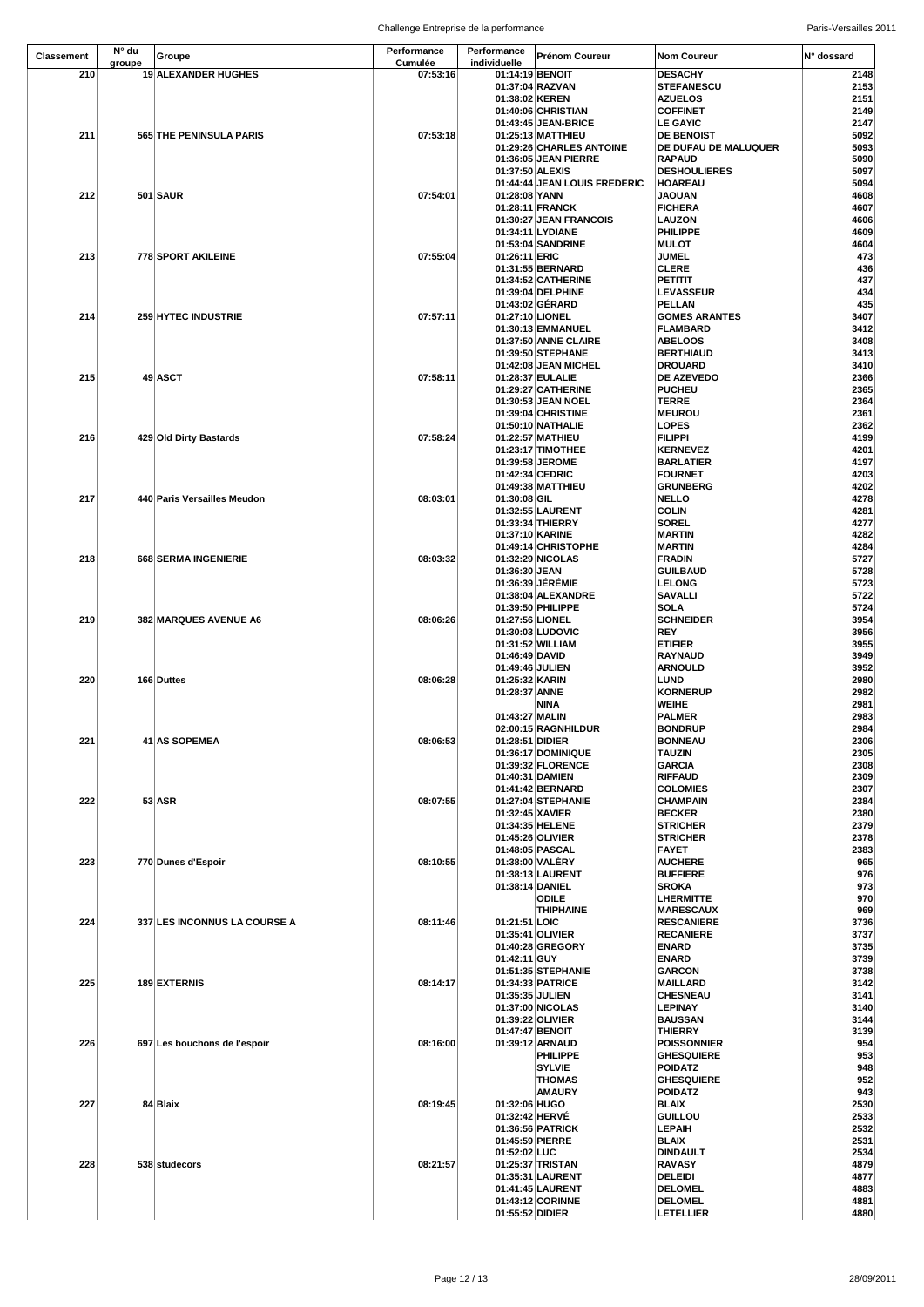| Classement | N° du groupe | Groupe | Performance Cumulée | Performance individuelle | Prénom Coureur | Nom Coureur | N° dossard |
|---|---|---|---|---|---|---|---|
| 210 | 19 | ALEXANDER HUGHES | 07:53:16 | 01:14:19 | BENOIT | DESACHY | 2148 |
| | | | | 01:37:04 | RAZVAN | STEFANESCU | 2153 |
| | | | | 01:38:02 | KEREN | AZUELOS | 2151 |
| | | | | 01:40:06 | CHRISTIAN | COFFINET | 2149 |
| | | | | 01:43:45 | JEAN-BRICE | LE GAYIC | 2147 |
| 211 | 565 | THE PENINSULA PARIS | 07:53:18 | 01:25:13 | MATTHIEU | DE BENOIST | 5092 |
| | | | | 01:29:26 | CHARLES ANTOINE | DE DUFAU DE MALUQUER | 5093 |
| | | | | 01:36:05 | JEAN PIERRE | RAPAUD | 5090 |
| | | | | 01:37:50 | ALEXIS | DESHOULIERES | 5097 |
| | | | | 01:44:44 | JEAN LOUIS FREDERIC | HOAREAU | 5094 |
| 212 | 501 | SAUR | 07:54:01 | 01:28:08 | YANN | JAOUAN | 4608 |
| | | | | 01:28:11 | FRANCK | FICHERA | 4607 |
| | | | | 01:30:27 | JEAN FRANCOIS | LAUZON | 4606 |
| | | | | 01:34:11 | LYDIANE | PHILIPPE | 4609 |
| | | | | 01:53:04 | SANDRINE | MULOT | 4604 |
| 213 | 778 | SPORT AKILEINE | 07:55:04 | 01:26:11 | ERIC | JUMEL | 473 |
| | | | | 01:31:55 | BERNARD | CLERE | 436 |
| | | | | 01:34:52 | CATHERINE | PETITIT | 437 |
| | | | | 01:39:04 | DELPHINE | LEVASSEUR | 434 |
| | | | | 01:43:02 | GÉRARD | PELLAN | 435 |
| 214 | 259 | HYTEC INDUSTRIE | 07:57:11 | 01:27:10 | LIONEL | GOMES ARANTES | 3407 |
| | | | | 01:30:13 | EMMANUEL | FLAMBARD | 3412 |
| | | | | 01:37:50 | ANNE CLAIRE | ABELOOS | 3408 |
| | | | | 01:39:50 | STEPHANE | BERTHIAUD | 3413 |
| | | | | 01:42:08 | JEAN MICHEL | DROUARD | 3410 |
| 215 | 49 | ASCT | 07:58:11 | 01:28:37 | EULALIE | DE AZEVEDO | 2366 |
| | | | | 01:29:27 | CATHERINE | PUCHEU | 2365 |
| | | | | 01:30:53 | JEAN NOEL | TERRE | 2364 |
| | | | | 01:39:04 | CHRISTINE | MEUROU | 2361 |
| | | | | 01:50:10 | NATHALIE | LOPES | 2362 |
| 216 | 429 | Old Dirty Bastards | 07:58:24 | 01:22:57 | MATHIEU | FILIPPI | 4199 |
| | | | | 01:23:17 | TIMOTHEE | KERNEVEZ | 4201 |
| | | | | 01:39:58 | JEROME | BARLATIER | 4197 |
| | | | | 01:42:34 | CEDRIC | FOURNET | 4203 |
| | | | | 01:49:38 | MATTHIEU | GRUNBERG | 4202 |
| 217 | 440 | Paris Versailles Meudon | 08:03:01 | 01:30:08 | GIL | NELLO | 4278 |
| | | | | 01:32:55 | LAURENT | COLIN | 4281 |
| | | | | 01:33:34 | THIERRY | SOREL | 4277 |
| | | | | 01:37:10 | KARINE | MARTIN | 4282 |
| | | | | 01:49:14 | CHRISTOPHE | MARTIN | 4284 |
| 218 | 668 | SERMA INGENIERIE | 08:03:32 | 01:32:29 | NICOLAS | FRADIN | 5727 |
| | | | | 01:36:30 | JEAN | GUILBAUD | 5728 |
| | | | | 01:36:39 | JÉRÉMIE | LELONG | 5723 |
| | | | | 01:38:04 | ALEXANDRE | SAVALLI | 5722 |
| | | | | 01:39:50 | PHILIPPE | SOLA | 5724 |
| 219 | 382 | MARQUES AVENUE A6 | 08:06:26 | 01:27:56 | LIONEL | SCHNEIDER | 3954 |
| | | | | 01:30:03 | LUDOVIC | REY | 3956 |
| | | | | 01:31:52 | WILLIAM | ETIFIER | 3955 |
| | | | | 01:46:49 | DAVID | RAYNAUD | 3949 |
| | | | | 01:49:46 | JULIEN | ARNOULD | 3952 |
| 220 | 166 | Duttes | 08:06:28 | 01:25:32 | KARIN | LUND | 2980 |
| | | | | 01:28:37 | ANNE | KORNERUP | 2982 |
| | | | | | NINA | WEIHE | 2981 |
| | | | | 01:43:27 | MALIN | PALMER | 2983 |
| | | | | 02:00:15 | RAGNHILDUR | BONDRUP | 2984 |
| 221 | 41 | AS SOPEMEA | 08:06:53 | 01:28:51 | DIDIER | BONNEAU | 2306 |
| | | | | 01:36:17 | DOMINIQUE | TAUZIN | 2305 |
| | | | | 01:39:32 | FLORENCE | GARCIA | 2308 |
| | | | | 01:40:31 | DAMIEN | RIFFAUD | 2309 |
| | | | | 01:41:42 | BERNARD | COLOMIES | 2307 |
| 222 | 53 | ASR | 08:07:55 | 01:27:04 | STEPHANIE | CHAMPAIN | 2384 |
| | | | | 01:32:45 | XAVIER | BECKER | 2380 |
| | | | | 01:34:35 | HELENE | STRICHER | 2379 |
| | | | | 01:45:26 | OLIVIER | STRICHER | 2378 |
| | | | | 01:48:05 | PASCAL | FAYET | 2383 |
| 223 | 770 | Dunes d'Espoir | 08:10:55 | 01:38:00 | VALÉRY | AUCHERE | 965 |
| | | | | 01:38:13 | LAURENT | BUFFIERE | 976 |
| | | | | 01:38:14 | DANIEL | SROKA | 973 |
| | | | | | ODILE | LHERMITTE | 970 |
| | | | | | THIPHAINE | MARESCAUX | 969 |
| 224 | 337 | LES INCONNUS LA COURSE A | 08:11:46 | 01:21:51 | LOIC | RESCANIERE | 3736 |
| | | | | 01:35:41 | OLIVIER | RECANIERE | 3737 |
| | | | | 01:40:28 | GREGORY | ENARD | 3735 |
| | | | | 01:42:11 | GUY | ENARD | 3739 |
| | | | | 01:51:35 | STEPHANIE | GARCON | 3738 |
| 225 | 189 | EXTERNIS | 08:14:17 | 01:34:33 | PATRICE | MAILLARD | 3142 |
| | | | | 01:35:35 | JULIEN | CHESNEAU | 3141 |
| | | | | 01:37:00 | NICOLAS | LEPINAY | 3140 |
| | | | | 01:39:22 | OLIVIER | BAUSSAN | 3144 |
| | | | | 01:47:47 | BENOIT | THIERRY | 3139 |
| 226 | 697 | Les bouchons de l'espoir | 08:16:00 | 01:39:12 | ARNAUD | POISSONNIER | 954 |
| | | | | | PHILIPPE | GHESQUIERE | 953 |
| | | | | | SYLVIE | POIDATZ | 948 |
| | | | | | THOMAS | GHESQUIERE | 952 |
| | | | | | AMAURY | POIDATZ | 943 |
| 227 | 84 | Blaix | 08:19:45 | 01:32:06 | HUGO | BLAIX | 2530 |
| | | | | 01:32:42 | HERVÉ | GUILLOU | 2533 |
| | | | | 01:36:56 | PATRICK | LEPAIH | 2532 |
| | | | | 01:45:59 | PIERRE | BLAIX | 2531 |
| | | | | 01:52:02 | LUC | DINDAULT | 2534 |
| 228 | 538 | studecors | 08:21:57 | 01:25:37 | TRISTAN | RAVASY | 4879 |
| | | | | 01:35:31 | LAURENT | DELEIDI | 4877 |
| | | | | 01:41:45 | LAURENT | DELOMEL | 4883 |
| | | | | 01:43:12 | CORINNE | DELOMEL | 4881 |
| | | | | 01:55:52 | DIDIER | LETELLIER | 4880 |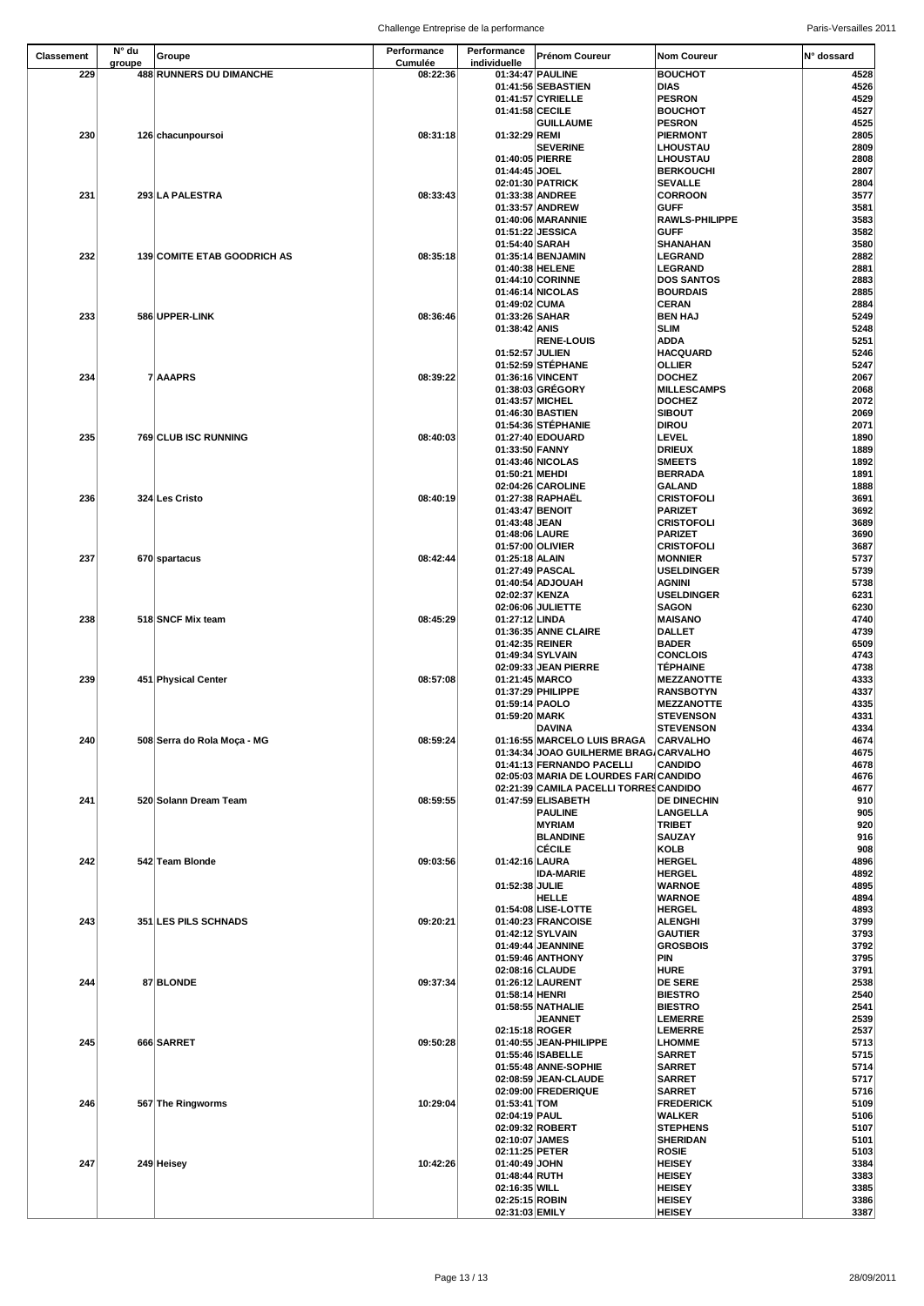| Classement | N° du groupe | Groupe | Performance Cumulée | Performance individuelle | Prénom Coureur | Nom Coureur | N° dossard |
|---|---|---|---|---|---|---|---|
| 229 | 488 | RUNNERS DU DIMANCHE | 08:22:36 | 01:34:47 | PAULINE | BOUCHOT | 4528 |
| | | | | 01:41:56 | SEBASTIEN | DIAS | 4526 |
| | | | | 01:41:57 | CYRIELLE | PESRON | 4529 |
| | | | | 01:41:58 | CECILE | BOUCHOT | 4527 |
| | | | | | GUILLAUME | PESRON | 4525 |
| 230 | 126 | chacunpoursoi | 08:31:18 | 01:32:29 | REMI | PIERMONT | 2805 |
| | | | | | SEVERINE | LHOUSTAU | 2809 |
| | | | | 01:40:05 | PIERRE | LHOUSTAU | 2808 |
| | | | | 01:44:45 | JOEL | BERKOUCHI | 2807 |
| | | | | 02:01:30 | PATRICK | SEVALLE | 2804 |
| 231 | 293 | LA PALESTRA | 08:33:43 | 01:33:38 | ANDREE | CORROON | 3577 |
| | | | | 01:33:57 | ANDREW | GUFF | 3581 |
| | | | | 01:40:06 | MARANNIE | RAWLS-PHILIPPE | 3583 |
| | | | | 01:51:22 | JESSICA | GUFF | 3582 |
| | | | | 01:54:40 | SARAH | SHANAHAN | 3580 |
| 232 | 139 | COMITE ETAB GOODRICH AS | 08:35:18 | 01:35:14 | BENJAMIN | LEGRAND | 2882 |
| | | | | 01:40:38 | HELENE | LEGRAND | 2881 |
| | | | | 01:44:10 | CORINNE | DOS SANTOS | 2883 |
| | | | | 01:46:14 | NICOLAS | BOURDAIS | 2885 |
| | | | | 01:49:02 | CUMA | CERAN | 2884 |
| 233 | 586 | UPPER-LINK | 08:36:46 | 01:33:26 | SAHAR | BEN HAJ | 5249 |
| | | | | 01:38:42 | ANIS | SLIM | 5248 |
| | | | | | RENE-LOUIS | ADDA | 5251 |
| | | | | 01:52:57 | JULIEN | HACQUARD | 5246 |
| | | | | 01:52:59 | STÉPHANE | OLLIER | 5247 |
| 234 | 7 | AAAPRS | 08:39:22 | 01:36:16 | VINCENT | DOCHEZ | 2067 |
| | | | | 01:38:03 | GRÉGORY | MILLESCAMPS | 2068 |
| | | | | 01:43:57 | MICHEL | DOCHEZ | 2072 |
| | | | | 01:46:30 | BASTIEN | SIBOUT | 2069 |
| | | | | 01:54:36 | STÉPHANIE | DIROU | 2071 |
| 235 | 769 | CLUB ISC RUNNING | 08:40:03 | 01:27:40 | EDOUARD | LEVEL | 1890 |
| | | | | 01:33:50 | FANNY | DRIEUX | 1889 |
| | | | | 01:43:46 | NICOLAS | SMEETS | 1892 |
| | | | | 01:50:21 | MEHDI | BERRADA | 1891 |
| | | | | 02:04:26 | CAROLINE | GALAND | 1888 |
| 236 | 324 | Les Cristo | 08:40:19 | 01:27:38 | RAPHAËL | CRISTOFOLI | 3691 |
| | | | | 01:43:47 | BENOIT | PARIZET | 3692 |
| | | | | 01:43:48 | JEAN | CRISTOFOLI | 3689 |
| | | | | 01:48:06 | LAURE | PARIZET | 3690 |
| | | | | 01:57:00 | OLIVIER | CRISTOFOLI | 3687 |
| 237 | 670 | spartacus | 08:42:44 | 01:25:18 | ALAIN | MONNIER | 5737 |
| | | | | 01:27:49 | PASCAL | USELDINGER | 5739 |
| | | | | 01:40:54 | ADJOUAH | AGNINI | 5738 |
| | | | | 02:02:37 | KENZA | USELDINGER | 6231 |
| | | | | 02:06:06 | JULIETTE | SAGON | 6230 |
| 238 | 518 | SNCF Mix team | 08:45:29 | 01:27:12 | LINDA | MAISANO | 4740 |
| | | | | 01:36:35 | ANNE CLAIRE | DALLET | 4739 |
| | | | | 01:42:35 | REINER | BADER | 6509 |
| | | | | 01:49:34 | SYLVAIN | CONCLOIS | 4743 |
| | | | | 02:09:33 | JEAN PIERRE | TÉPHAINE | 4738 |
| 239 | 451 | Physical Center | 08:57:08 | 01:21:45 | MARCO | MEZZANOTTE | 4333 |
| | | | | 01:37:29 | PHILIPPE | RANSBOTYN | 4337 |
| | | | | 01:59:14 | PAOLO | MEZZANOTTE | 4335 |
| | | | | 01:59:20 | MARK | STEVENSON | 4331 |
| | | | | | DAVINA | STEVENSON | 4334 |
| 240 | 508 | Serra do Rola Moça - MG | 08:59:24 | 01:16:55 | MARCELO LUIS BRAGA | CARVALHO | 4674 |
| | | | | 01:34:34 | JOAO GUILHERME BRAGA | CARVALHO | 4675 |
| | | | | 01:41:13 | FERNANDO PACELLI | CANDIDO | 4678 |
| | | | | 02:05:03 | MARIA DE LOURDES FARI | CANDIDO | 4676 |
| | | | | 02:21:39 | CAMILA PACELLI TORRES | CANDIDO | 4677 |
| 241 | 520 | Solann Dream Team | 08:59:55 | 01:47:59 | ELISABETH | DE DINECHIN | 910 |
| | | | | | PAULINE | LANGELLA | 905 |
| | | | | | MYRIAM | TRIBET | 920 |
| | | | | | BLANDINE | SAUZAY | 916 |
| | | | | | CÉCILE | KOLB | 908 |
| 242 | 542 | Team Blonde | 09:03:56 | 01:42:16 | LAURA | HERGEL | 4896 |
| | | | | | IDA-MARIE | HERGEL | 4892 |
| | | | | 01:52:38 | JULIE | WARNOE | 4895 |
| | | | | | HELLE | WARNOE | 4894 |
| | | | | 01:54:08 | LISE-LOTTE | HERGEL | 4893 |
| 243 | 351 | LES PILS SCHNADS | 09:20:21 | 01:40:23 | FRANCOISE | ALENGHI | 3799 |
| | | | | 01:42:12 | SYLVAIN | GAUTIER | 3793 |
| | | | | 01:49:44 | JEANNINE | GROSBOIS | 3792 |
| | | | | 01:59:46 | ANTHONY | PIN | 3795 |
| | | | | 02:08:16 | CLAUDE | HURE | 3791 |
| 244 | 87 | BLONDE | 09:37:34 | 01:26:12 | LAURENT | DE SERE | 2538 |
| | | | | 01:58:14 | HENRI | BIESTRO | 2540 |
| | | | | 01:58:55 | NATHALIE | BIESTRO | 2541 |
| | | | | | JEANNET | LEMERRE | 2539 |
| | | | | 02:15:18 | ROGER | LEMERRE | 2537 |
| 245 | 666 | SARRET | 09:50:28 | 01:40:55 | JEAN-PHILIPPE | LHOMME | 5713 |
| | | | | 01:55:46 | ISABELLE | SARRET | 5715 |
| | | | | 01:55:48 | ANNE-SOPHIE | SARRET | 5714 |
| | | | | 02:08:59 | JEAN-CLAUDE | SARRET | 5717 |
| | | | | 02:09:00 | FREDERIQUE | SARRET | 5716 |
| 246 | 567 | The Ringworms | 10:29:04 | 01:53:41 | TOM | FREDERICK | 5109 |
| | | | | 02:04:19 | PAUL | WALKER | 5106 |
| | | | | 02:09:32 | ROBERT | STEPHENS | 5107 |
| | | | | 02:10:07 | JAMES | SHERIDAN | 5101 |
| | | | | 02:11:25 | PETER | ROSIE | 5103 |
| 247 | 249 | Heisey | 10:42:26 | 01:40:49 | JOHN | HEISEY | 3384 |
| | | | | 01:48:44 | RUTH | HEISEY | 3383 |
| | | | | 02:16:35 | WILL | HEISEY | 3385 |
| | | | | 02:25:15 | ROBIN | HEISEY | 3386 |
| | | | | 02:31:03 | EMILY | HEISEY | 3387 |